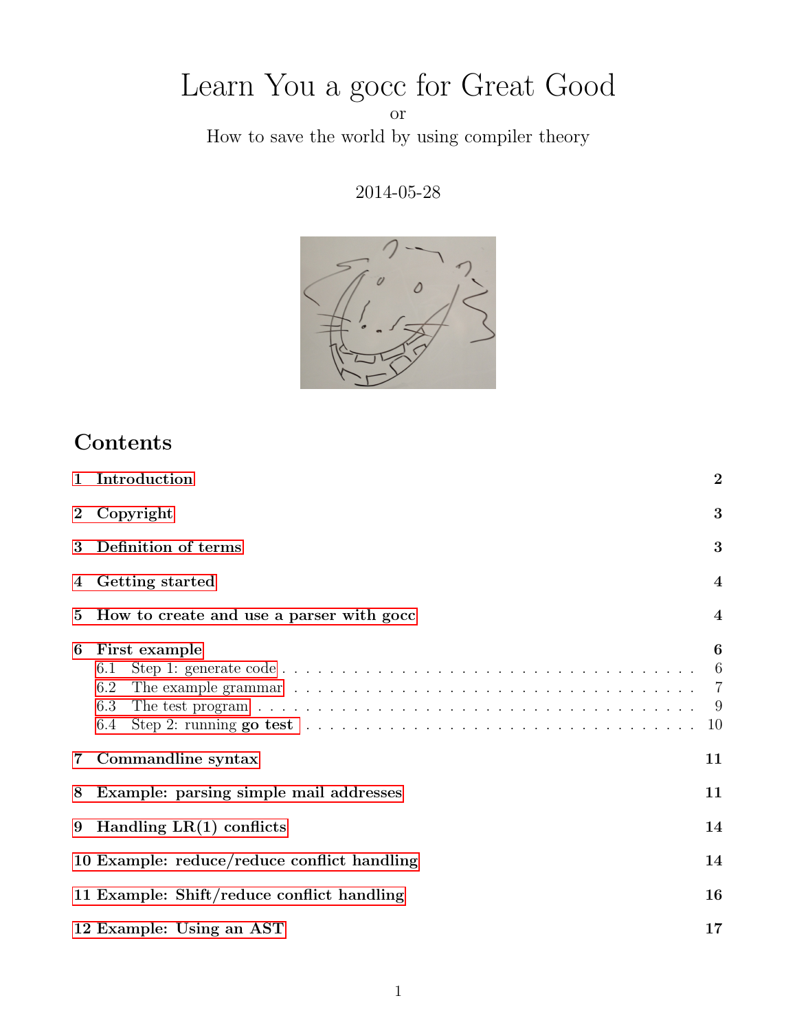# Learn You a gocc for Great Good

or

How to save the world by using compiler theory

2014-05-28

## Contents

1 Introduction 2

2 Copyright 3

3 Definition of terms 3

4 Getting started 4

5 How to create and use a parser with gocc 4

6 First example 6
- 6.1 Step 1: generate code 6
- 6.2 The example grammar 7
- 6.3 The test program 9
- 6.4 Step 2: running **go test** 10

7 Commandline syntax 11

8 Example: parsing simple mail addresses 11

9 Handling LR(1) conflicts 14

10 Example: reduce/reduce conflict handling 14

11 Example: Shift/reduce conflict handling 16

12 Example: Using an AST 17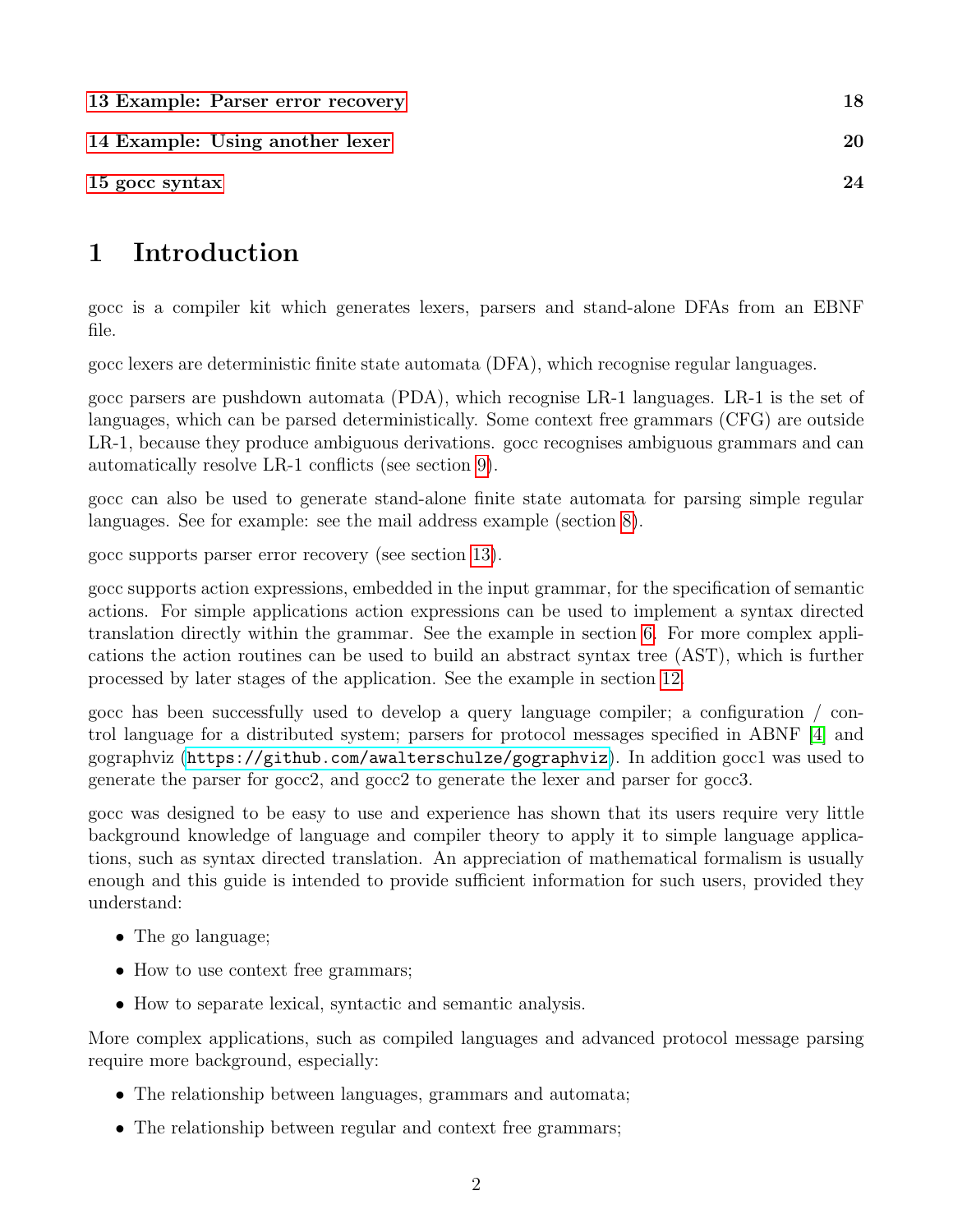| | |
|---|---|
| 13 Example: Parser error recovery | 18 |
| 14 Example: Using another lexer | 20 |
| 15 gocc syntax | 24 |

# 1 Introduction

gocc is a compiler kit which generates lexers, parsers and stand-alone DFAs from an EBNF file.

gocc lexers are deterministic finite state automata (DFA), which recognise regular languages.

gocc parsers are pushdown automata (PDA), which recognise LR-1 languages. LR-1 is the set of languages, which can be parsed deterministically. Some context free grammars (CFG) are outside LR-1, because they produce ambiguous derivations. gocc recognises ambiguous grammars and can automatically resolve LR-1 conflicts (see section 9).

gocc can also be used to generate stand-alone finite state automata for parsing simple regular languages. See for example: see the mail address example (section 8).

gocc supports parser error recovery (see section 13).

gocc supports action expressions, embedded in the input grammar, for the specification of semantic actions. For simple applications action expressions can be used to implement a syntax directed translation directly within the grammar. See the example in section 6. For more complex applications the action routines can be used to build an abstract syntax tree (AST), which is further processed by later stages of the application. See the example in section 12.

gocc has been successfully used to develop a query language compiler; a configuration / control language for a distributed system; parsers for protocol messages specified in ABNF [4] and gographviz (`https://github.com/awalterschulze/gographviz`). In addition gocc1 was used to generate the parser for gocc2, and gocc2 to generate the lexer and parser for gocc3.

gocc was designed to be easy to use and experience has shown that its users require very little background knowledge of language and compiler theory to apply it to simple language applications, such as syntax directed translation. An appreciation of mathematical formalism is usually enough and this guide is intended to provide sufficient information for such users, provided they understand:

- The go language;
- How to use context free grammars;
- How to separate lexical, syntactic and semantic analysis.

More complex applications, such as compiled languages and advanced protocol message parsing require more background, especially:

- The relationship between languages, grammars and automata;
- The relationship between regular and context free grammars;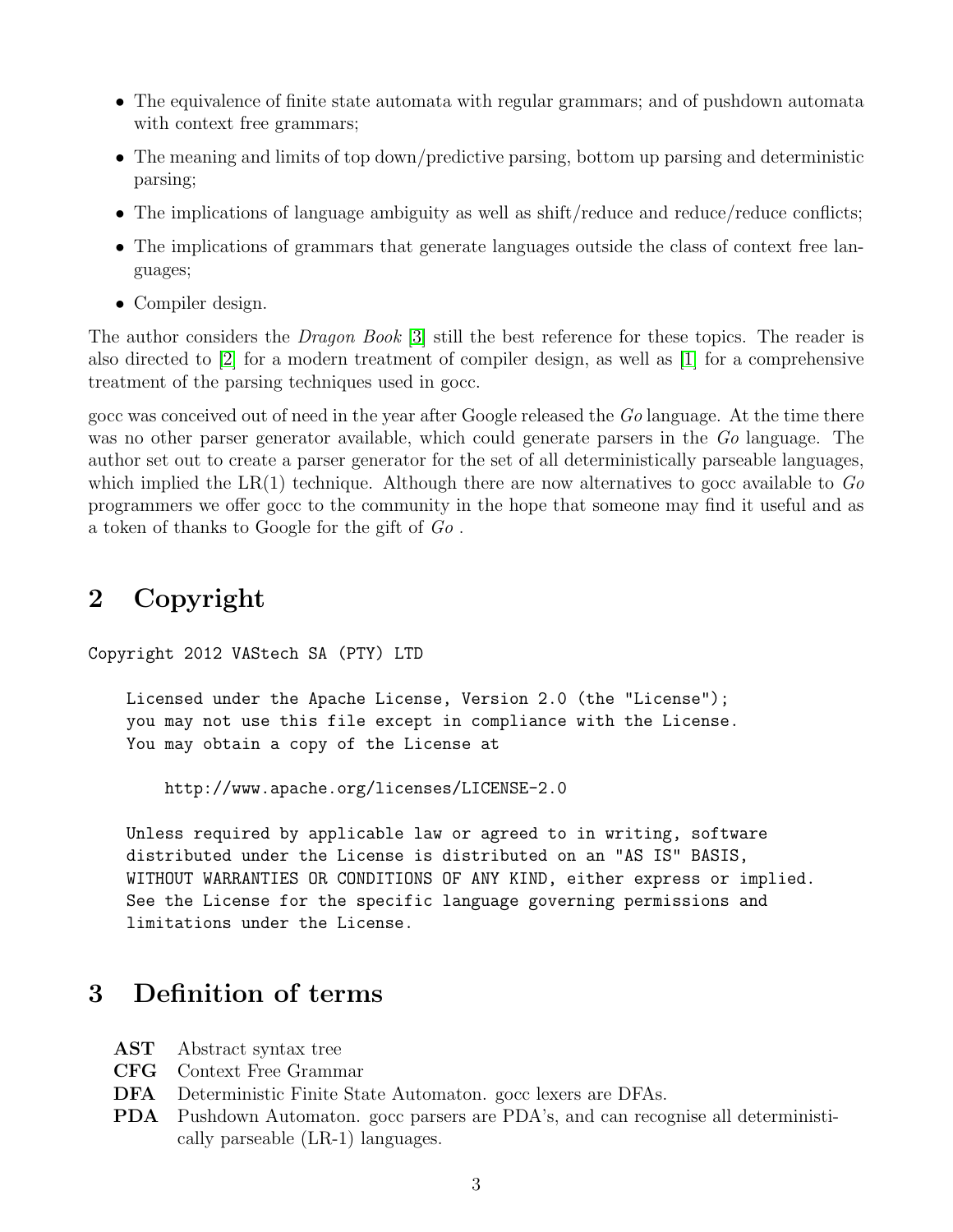- The equivalence of finite state automata with regular grammars; and of pushdown automata with context free grammars;
- The meaning and limits of top down/predictive parsing, bottom up parsing and deterministic parsing;
- The implications of language ambiguity as well as shift/reduce and reduce/reduce conflicts;
- The implications of grammars that generate languages outside the class of context free languages;
- Compiler design.

The author considers the *Dragon Book* [3] still the best reference for these topics. The reader is also directed to [2] for a modern treatment of compiler design, as well as [1] for a comprehensive treatment of the parsing techniques used in gocc.

gocc was conceived out of need in the year after Google released the *Go* language. At the time there was no other parser generator available, which could generate parsers in the *Go* language. The author set out to create a parser generator for the set of all deterministically parseable languages, which implied the LR(1) technique. Although there are now alternatives to gocc available to *Go* programmers we offer gocc to the community in the hope that someone may find it useful and as a token of thanks to Google for the gift of *Go* .

## 2 Copyright

```
Copyright 2012 VAStech SA (PTY) LTD

    Licensed under the Apache License, Version 2.0 (the "License");
    you may not use this file except in compliance with the License.
    You may obtain a copy of the License at

        http://www.apache.org/licenses/LICENSE-2.0

    Unless required by applicable law or agreed to in writing, software
    distributed under the License is distributed on an "AS IS" BASIS,
    WITHOUT WARRANTIES OR CONDITIONS OF ANY KIND, either express or implied.
    See the License for the specific language governing permissions and
    limitations under the License.
```

## 3 Definition of terms

**AST** Abstract syntax tree

**CFG** Context Free Grammar

**DFA** Deterministic Finite State Automaton. gocc lexers are DFAs.

**PDA** Pushdown Automaton. gocc parsers are PDA's, and can recognise all deterministically parseable (LR-1) languages.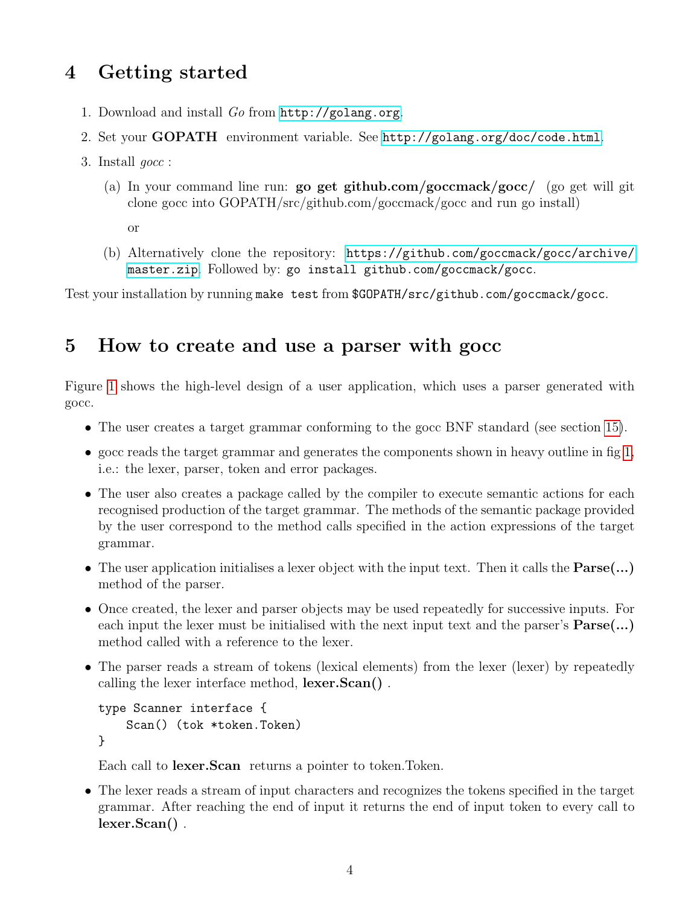## 4 Getting started

1. Download and install *Go* from `http://golang.org`.
2. Set your **GOPATH** environment variable. See `http://golang.org/doc/code.html`.
3. Install *gocc* :

   (a) In your command line run: **go get github.com/goccmack/gocc/** (go get will git clone gocc into GOPATH/src/github.com/goccmack/gocc and run go install)

   or

   (b) Alternatively clone the repository: `https://github.com/goccmack/gocc/archive/master.zip`. Followed by: `go install github.com/goccmack/gocc`.

Test your installation by running `make test` from `$GOPATH/src/github.com/goccmack/gocc`.

## 5 How to create and use a parser with gocc

Figure 1 shows the high-level design of a user application, which uses a parser generated with gocc.

- The user creates a target grammar conforming to the gocc BNF standard (see section 15).
- gocc reads the target grammar and generates the components shown in heavy outline in fig 1, i.e.: the lexer, parser, token and error packages.
- The user also creates a package called by the compiler to execute semantic actions for each recognised production of the target grammar. The methods of the semantic package provided by the user correspond to the method calls specified in the action expressions of the target grammar.
- The user application initialises a lexer object with the input text. Then it calls the **Parse(...)** method of the parser.
- Once created, the lexer and parser objects may be used repeatedly for successive inputs. For each input the lexer must be initialised with the next input text and the parser's **Parse(...)** method called with a reference to the lexer.
- The parser reads a stream of tokens (lexical elements) from the lexer (lexer) by repeatedly calling the lexer interface method, **lexer.Scan()** .

  ```
  type Scanner interface {
      Scan() (tok *token.Token)
  }
  ```

  Each call to **lexer.Scan** returns a pointer to token.Token.

- The lexer reads a stream of input characters and recognizes the tokens specified in the target grammar. After reaching the end of input it returns the end of input token to every call to **lexer.Scan()** .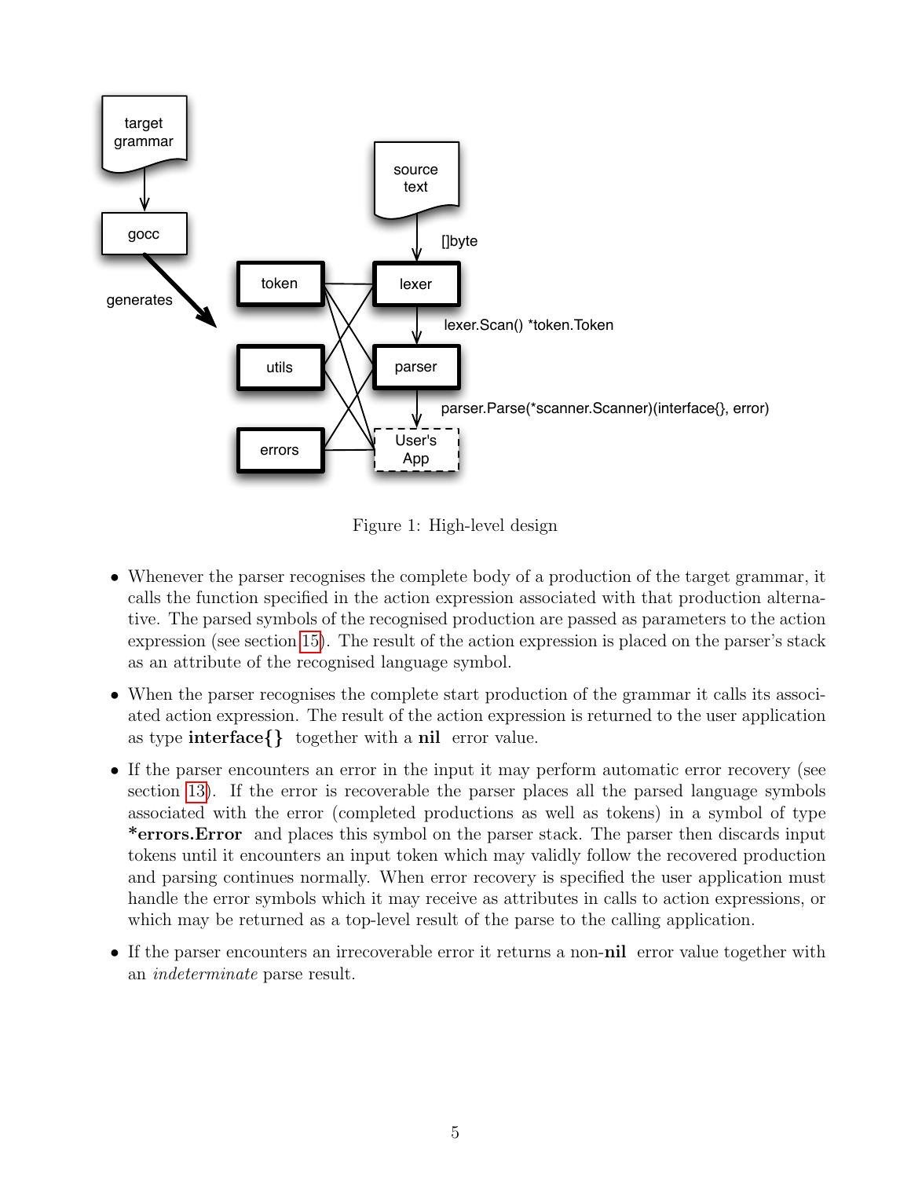Figure 1: High-level design

- Whenever the parser recognises the complete body of a production of the target grammar, it calls the function specified in the action expression associated with that production alternative. The parsed symbols of the recognised production are passed as parameters to the action expression (see section 15). The result of the action expression is placed on the parser's stack as an attribute of the recognised language symbol.
- When the parser recognises the complete start production of the grammar it calls its associated action expression. The result of the action expression is returned to the user application as type **interface{}** together with a **nil** error value.
- If the parser encounters an error in the input it may perform automatic error recovery (see section 13). If the error is recoverable the parser places all the parsed language symbols associated with the error (completed productions as well as tokens) in a symbol of type ***errors.Error** and places this symbol on the parser stack. The parser then discards input tokens until it encounters an input token which may validly follow the recovered production and parsing continues normally. When error recovery is specified the user application must handle the error symbols which it may receive as attributes in calls to action expressions, or which may be returned as a top-level result of the parse to the calling application.
- If the parser encounters an irrecoverable error it returns a non-**nil** error value together with an *indeterminate* parse result.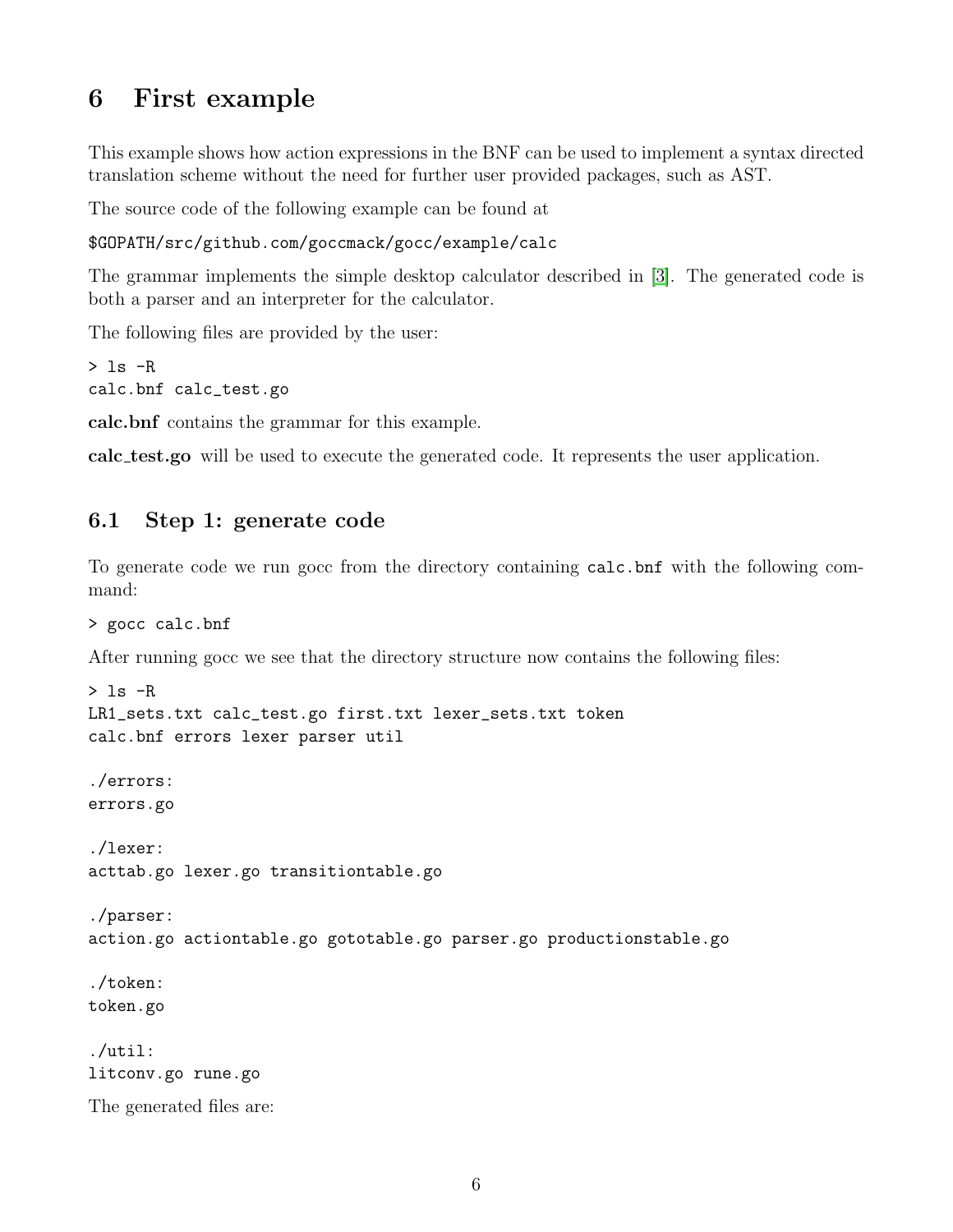# 6 First example

This example shows how action expressions in the BNF can be used to implement a syntax directed translation scheme without the need for further user provided packages, such as AST.

The source code of the following example can be found at

`$GOPATH/src/github.com/goccmack/gocc/example/calc`

The grammar implements the simple desktop calculator described in [3]. The generated code is both a parser and an interpreter for the calculator.

The following files are provided by the user:

```
> ls -R
calc.bnf calc_test.go
```

**calc.bnf** contains the grammar for this example.

**calc_test.go** will be used to execute the generated code. It represents the user application.

## 6.1 Step 1: generate code

To generate code we run gocc from the directory containing `calc.bnf` with the following command:

```
> gocc calc.bnf
```

After running gocc we see that the directory structure now contains the following files:

```
> ls -R
LR1_sets.txt calc_test.go first.txt lexer_sets.txt token
calc.bnf errors lexer parser util

./errors:
errors.go

./lexer:
acttab.go lexer.go transitiontable.go

./parser:
action.go actiontable.go gototable.go parser.go productionstable.go

./token:
token.go

./util:
litconv.go rune.go
```

The generated files are: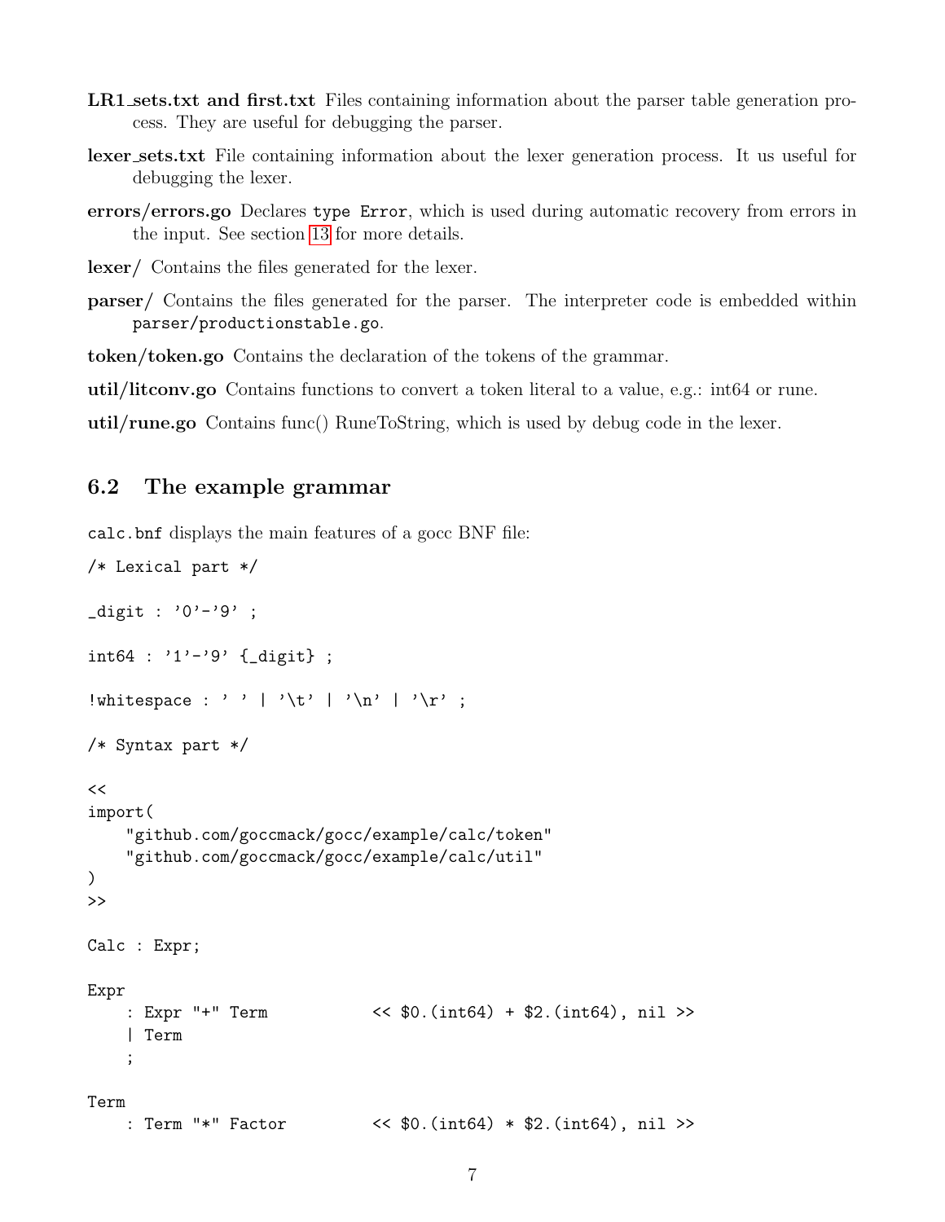**LR1_sets.txt and first.txt** Files containing information about the parser table generation process. They are useful for debugging the parser.

**lexer_sets.txt** File containing information about the lexer generation process. It us useful for debugging the lexer.

**errors/errors.go** Declares `type Error`, which is used during automatic recovery from errors in the input. See section 13 for more details.

**lexer/** Contains the files generated for the lexer.

**parser/** Contains the files generated for the parser. The interpreter code is embedded within `parser/productionstable.go`.

**token/token.go** Contains the declaration of the tokens of the grammar.

**util/litconv.go** Contains functions to convert a token literal to a value, e.g.: int64 or rune.

**util/rune.go** Contains func() RuneToString, which is used by debug code in the lexer.

## 6.2 The example grammar

`calc.bnf` displays the main features of a gocc BNF file:

```
/* Lexical part */

_digit : '0'-'9' ;

int64 : '1'-'9' {_digit} ;

!whitespace : ' ' | '\t' | '\n' | '\r' ;

/* Syntax part */

<<
import(
    "github.com/goccmack/gocc/example/calc/token"
    "github.com/goccmack/gocc/example/calc/util"
)
>>

Calc : Expr;

Expr
    : Expr "+" Term           << $0.(int64) + $2.(int64), nil >>
    | Term
    ;

Term
    : Term "*" Factor         << $0.(int64) * $2.(int64), nil >>
```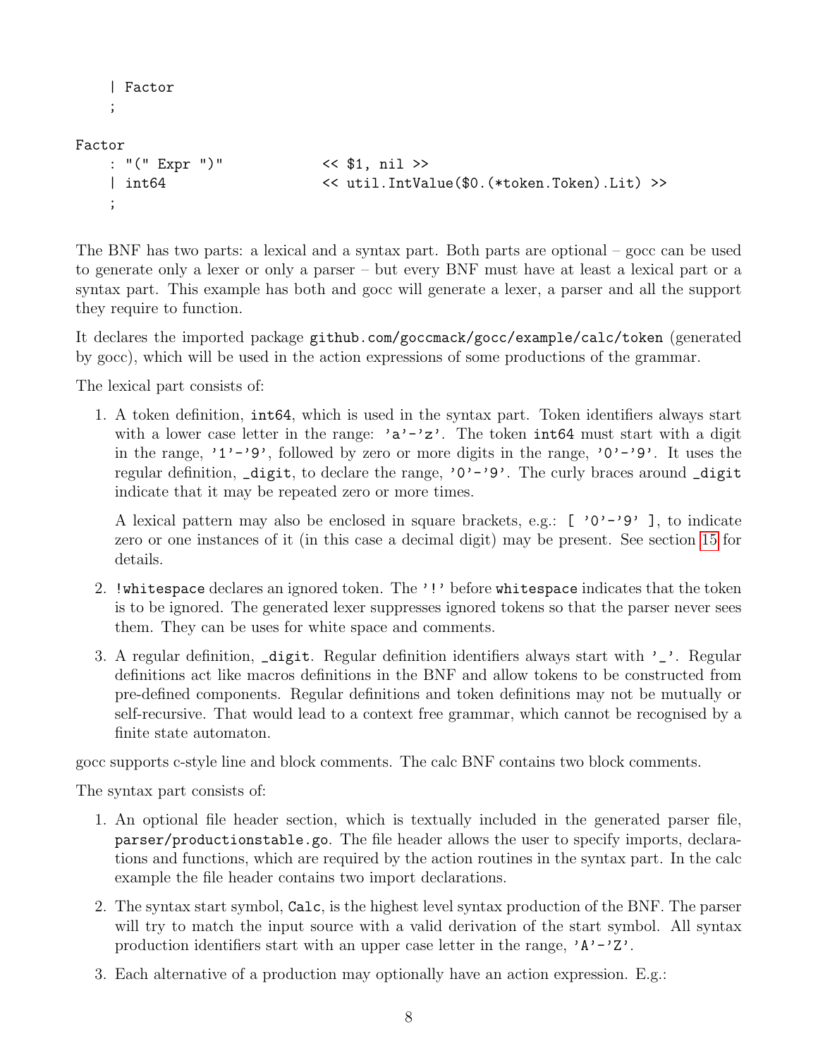```
    | Factor
    ;

Factor
    : "(" Expr ")"              << $1, nil >>
    | int64                     << util.IntValue($0.(*token.Token).Lit) >>
    ;
```

The BNF has two parts: a lexical and a syntax part. Both parts are optional – gocc can be used to generate only a lexer or only a parser – but every BNF must have at least a lexical part or a syntax part. This example has both and gocc will generate a lexer, a parser and all the support they require to function.

It declares the imported package `github.com/goccmack/gocc/example/calc/token` (generated by gocc), which will be used in the action expressions of some productions of the grammar.

The lexical part consists of:

1. A token definition, `int64`, which is used in the syntax part. Token identifiers always start with a lower case letter in the range: `'a'-'z'`. The token `int64` must start with a digit in the range, `'1'-'9'`, followed by zero or more digits in the range, `'0'-'9'`. It uses the regular definition, `_digit`, to declare the range, `'0'-'9'`. The curly braces around `_digit` indicate that it may be repeated zero or more times.

   A lexical pattern may also be enclosed in square brackets, e.g.: `[ '0'-'9' ]`, to indicate zero or one instances of it (in this case a decimal digit) may be present. See section 15 for details.

2. `!whitespace` declares an ignored token. The `'!'` before `whitespace` indicates that the token is to be ignored. The generated lexer suppresses ignored tokens so that the parser never sees them. They can be uses for white space and comments.

3. A regular definition, `_digit`. Regular definition identifiers always start with `'_'`. Regular definitions act like macros definitions in the BNF and allow tokens to be constructed from pre-defined components. Regular definitions and token definitions may not be mutually or self-recursive. That would lead to a context free grammar, which cannot be recognised by a finite state automaton.

gocc supports c-style line and block comments. The calc BNF contains two block comments.

The syntax part consists of:

1. An optional file header section, which is textually included in the generated parser file, `parser/productionstable.go`. The file header allows the user to specify imports, declarations and functions, which are required by the action routines in the syntax part. In the calc example the file header contains two import declarations.

2. The syntax start symbol, `Calc`, is the highest level syntax production of the BNF. The parser will try to match the input source with a valid derivation of the start symbol. All syntax production identifiers start with an upper case letter in the range, `'A'-'Z'`.

3. Each alternative of a production may optionally have an action expression. E.g.: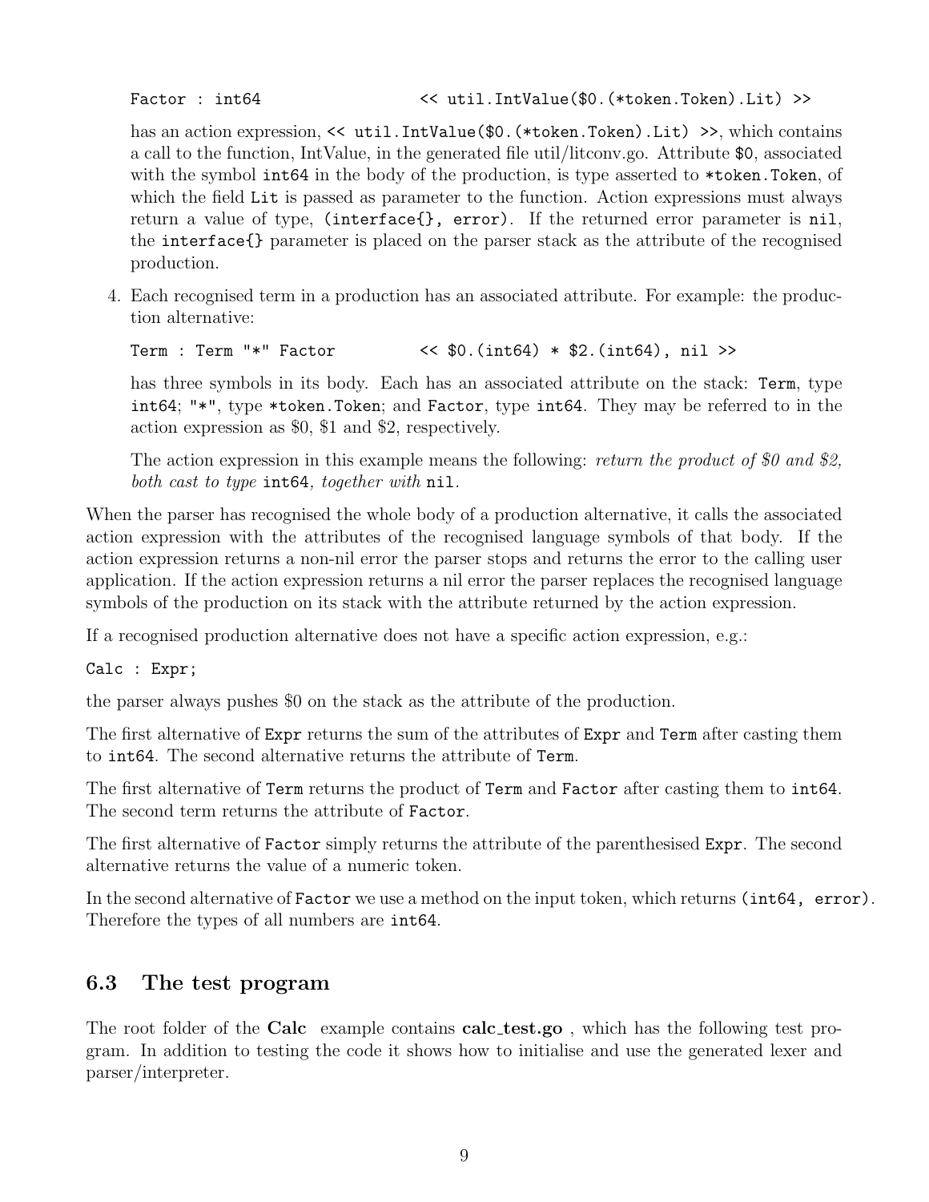```
Factor : int64                  << util.IntValue($0.(*token.Token).Lit) >>
```

has an action expression, `<< util.IntValue($0.(*token.Token).Lit) >>`, which contains a call to the function, IntValue, in the generated file util/litconv.go. Attribute `$0`, associated with the symbol `int64` in the body of the production, is type asserted to `*token.Token`, of which the field `Lit` is passed as parameter to the function. Action expressions must always return a value of type, `(interface{}, error)`. If the returned error parameter is `nil`, the `interface{}` parameter is placed on the parser stack as the attribute of the recognised production.

4. Each recognised term in a production has an associated attribute. For example: the production alternative:

   ```
   Term : Term "*" Factor          << $0.(int64) * $2.(int64), nil >>
   ```

   has three symbols in its body. Each has an associated attribute on the stack: `Term`, type `int64`; `"*"`, type `*token.Token`; and `Factor`, type `int64`. They may be referred to in the action expression as $0, $1 and $2, respectively.

   The action expression in this example means the following: *return the product of $0 and $2, both cast to type* `int64`*, together with* `nil`.

When the parser has recognised the whole body of a production alternative, it calls the associated action expression with the attributes of the recognised language symbols of that body. If the action expression returns a non-nil error the parser stops and returns the error to the calling user application. If the action expression returns a nil error the parser replaces the recognised language symbols of the production on its stack with the attribute returned by the action expression.

If a recognised production alternative does not have a specific action expression, e.g.:

```
Calc : Expr;
```

the parser always pushes $0 on the stack as the attribute of the production.

The first alternative of `Expr` returns the sum of the attributes of `Expr` and `Term` after casting them to `int64`. The second alternative returns the attribute of `Term`.

The first alternative of `Term` returns the product of `Term` and `Factor` after casting them to `int64`. The second term returns the attribute of `Factor`.

The first alternative of `Factor` simply returns the attribute of the parenthesised `Expr`. The second alternative returns the value of a numeric token.

In the second alternative of `Factor` we use a method on the input token, which returns `(int64, error)`. Therefore the types of all numbers are `int64`.

## 6.3 The test program

The root folder of the **Calc** example contains **calc_test.go** , which has the following test program. In addition to testing the code it shows how to initialise and use the generated lexer and parser/interpreter.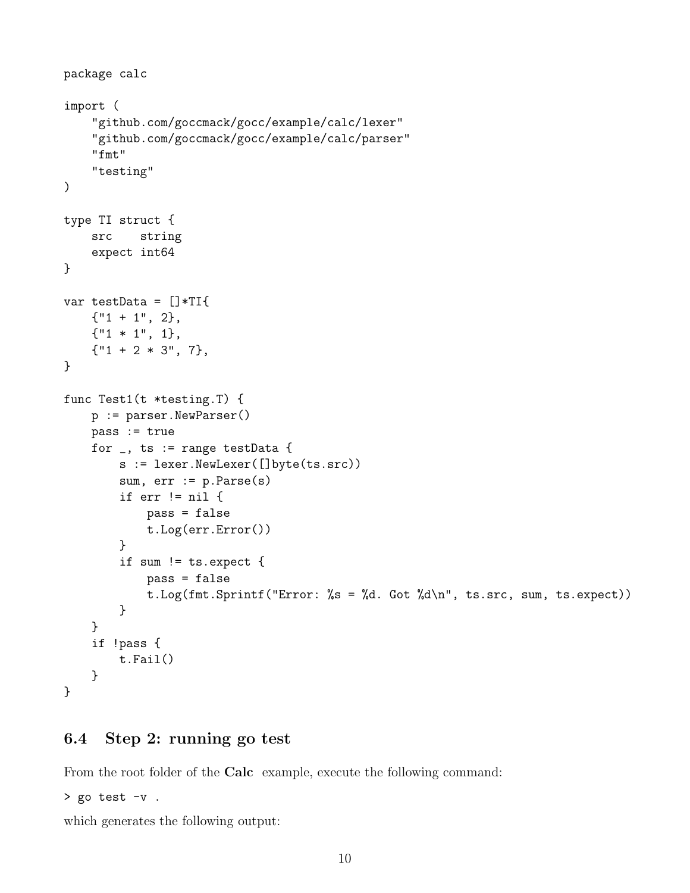```go
package calc

import (
    "github.com/goccmack/gocc/example/calc/lexer"
    "github.com/goccmack/gocc/example/calc/parser"
    "fmt"
    "testing"
)

type TI struct {
    src    string
    expect int64
}

var testData = []*TI{
    {"1 + 1", 2},
    {"1 * 1", 1},
    {"1 + 2 * 3", 7},
}

func Test1(t *testing.T) {
    p := parser.NewParser()
    pass := true
    for _, ts := range testData {
        s := lexer.NewLexer([]byte(ts.src))
        sum, err := p.Parse(s)
        if err != nil {
            pass = false
            t.Log(err.Error())
        }
        if sum != ts.expect {
            pass = false
            t.Log(fmt.Sprintf("Error: %s = %d. Got %d\n", ts.src, sum, ts.expect))
        }
    }
    if !pass {
        t.Fail()
    }
}
```

### 6.4 Step 2: running go test

From the root folder of the **Calc** example, execute the following command:

```
> go test -v .
```

which generates the following output: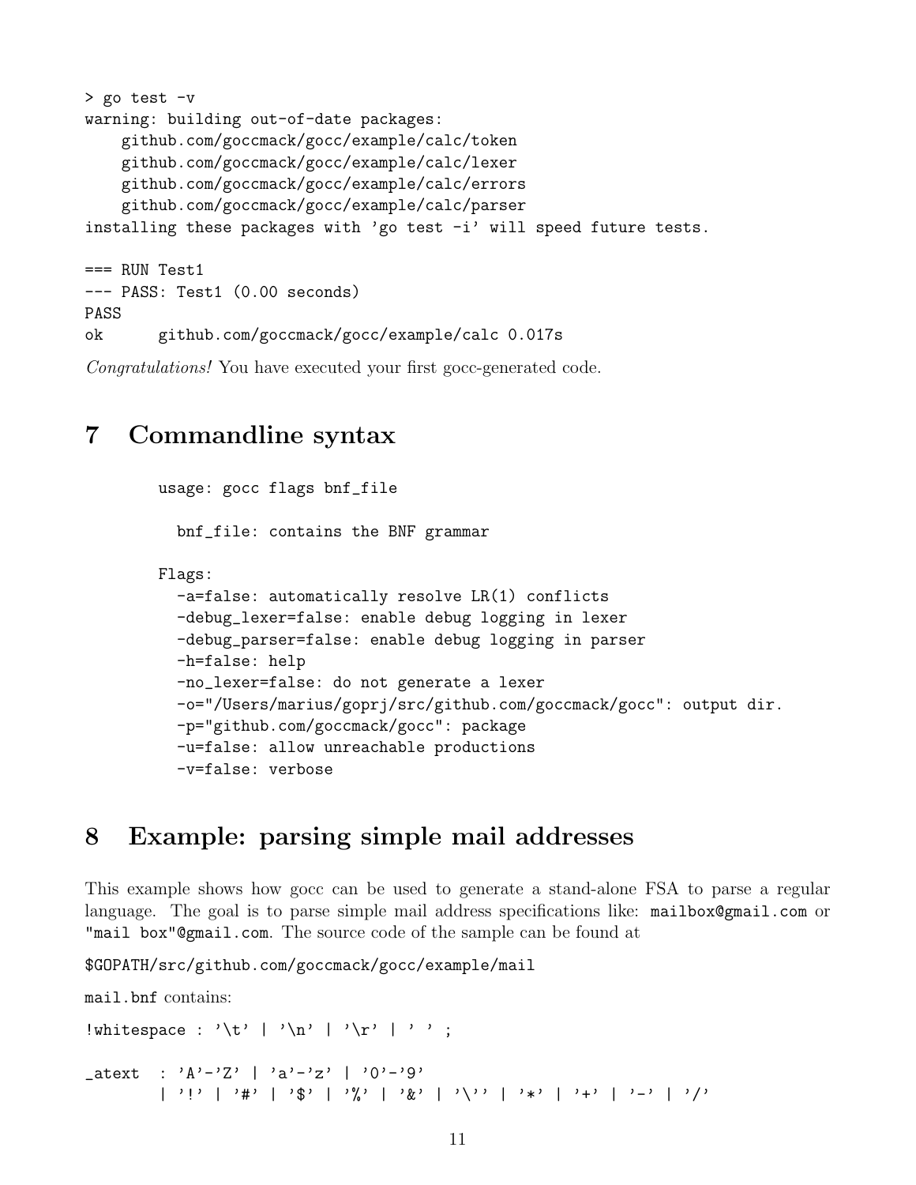```
> go test -v
warning: building out-of-date packages:
    github.com/goccmack/gocc/example/calc/token
    github.com/goccmack/gocc/example/calc/lexer
    github.com/goccmack/gocc/example/calc/errors
    github.com/goccmack/gocc/example/calc/parser
installing these packages with 'go test -i' will speed future tests.

=== RUN Test1
--- PASS: Test1 (0.00 seconds)
PASS
ok      github.com/goccmack/gocc/example/calc 0.017s
```

*Congratulations!* You have executed your first gocc-generated code.

## 7 Commandline syntax

```
usage: gocc flags bnf_file

  bnf_file: contains the BNF grammar

Flags:
  -a=false: automatically resolve LR(1) conflicts
  -debug_lexer=false: enable debug logging in lexer
  -debug_parser=false: enable debug logging in parser
  -h=false: help
  -no_lexer=false: do not generate a lexer
  -o="/Users/marius/goprj/src/github.com/goccmack/gocc": output dir.
  -p="github.com/goccmack/gocc": package
  -u=false: allow unreachable productions
  -v=false: verbose
```

## 8 Example: parsing simple mail addresses

This example shows how gocc can be used to generate a stand-alone FSA to parse a regular language. The goal is to parse simple mail address specifications like: `mailbox@gmail.com` or `"mail box"@gmail.com`. The source code of the sample can be found at

`$GOPATH/src/github.com/goccmack/gocc/example/mail`

`mail.bnf` contains:

```
!whitespace : '\t' | '\n' | '\r' | ' ' ;

_atext  : 'A'-'Z' | 'a'-'z' | '0'-'9'
        | '!' | '#' | '$' | '%' | '&' | '\'' | '*' | '+' | '-' | '/'
```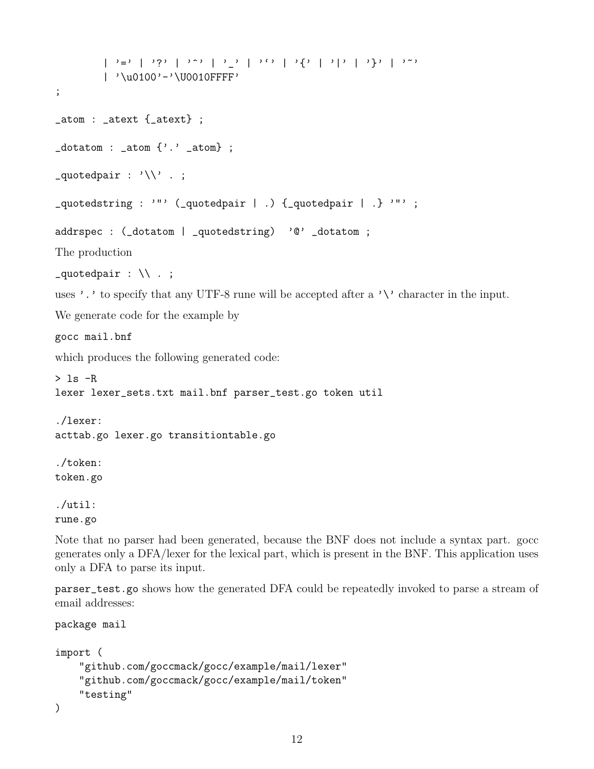```
        | '=' | '?' | '^' | '_' | '`' | '{' | '|' | '}' | '~'
        | '\u0100'-'\U0010FFFF'
;

_atom : _atext {_atext} ;

_dotatom : _atom {'.' _atom} ;

_quotedpair : '\\' . ;

_quotedstring : '"' (_quotedpair | .) {_quotedpair | .} '"' ;

addrspec : (_dotatom | _quotedstring)  '@' _dotatom ;
```

The production

```
_quotedpair : \\ . ;
```

uses '.' to specify that any UTF-8 rune will be accepted after a '\' character in the input.

We generate code for the example by

```
gocc mail.bnf
```

which produces the following generated code:

```
> ls -R
lexer lexer_sets.txt mail.bnf parser_test.go token util

./lexer:
acttab.go lexer.go transitiontable.go

./token:
token.go

./util:
rune.go
```

Note that no parser had been generated, because the BNF does not include a syntax part. gocc generates only a DFA/lexer for the lexical part, which is present in the BNF. This application uses only a DFA to parse its input.

parser_test.go shows how the generated DFA could be repeatedly invoked to parse a stream of email addresses:

```
package mail

import (
    "github.com/goccmack/gocc/example/mail/lexer"
    "github.com/goccmack/gocc/example/mail/token"
    "testing"
)
```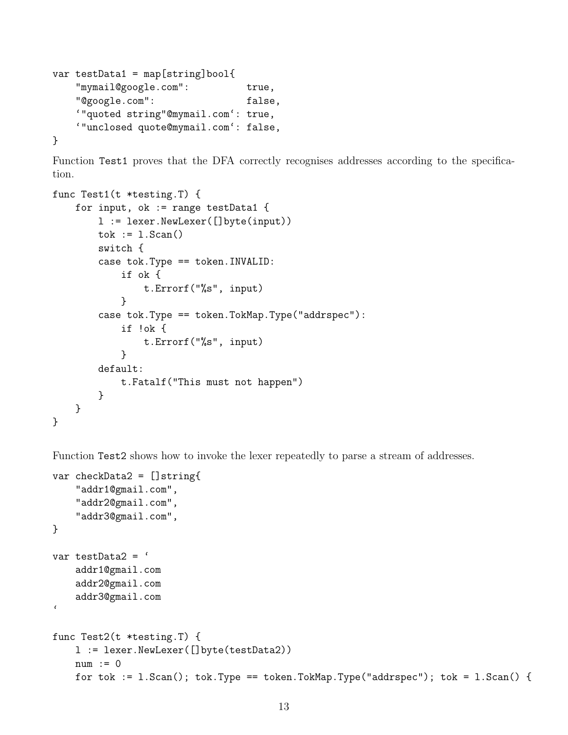```
var testData1 = map[string]bool{
    "mymail@google.com":          true,
    "@google.com":                false,
    `"quoted string"@mymail.com`: true,
    `"unclosed quote@mymail.com`: false,
}
```

Function `Test1` proves that the DFA correctly recognises addresses according to the specification.

```
func Test1(t *testing.T) {
    for input, ok := range testData1 {
        l := lexer.NewLexer([]byte(input))
        tok := l.Scan()
        switch {
        case tok.Type == token.INVALID:
            if ok {
                t.Errorf("%s", input)
            }
        case tok.Type == token.TokMap.Type("addrspec"):
            if !ok {
                t.Errorf("%s", input)
            }
        default:
            t.Fatalf("This must not happen")
        }
    }
}
```

Function `Test2` shows how to invoke the lexer repeatedly to parse a stream of addresses.

```
var checkData2 = []string{
    "addr1@gmail.com",
    "addr2@gmail.com",
    "addr3@gmail.com",
}

var testData2 = `
    addr1@gmail.com
    addr2@gmail.com
    addr3@gmail.com
`

func Test2(t *testing.T) {
    l := lexer.NewLexer([]byte(testData2))
    num := 0
    for tok := l.Scan(); tok.Type == token.TokMap.Type("addrspec"); tok = l.Scan() {
```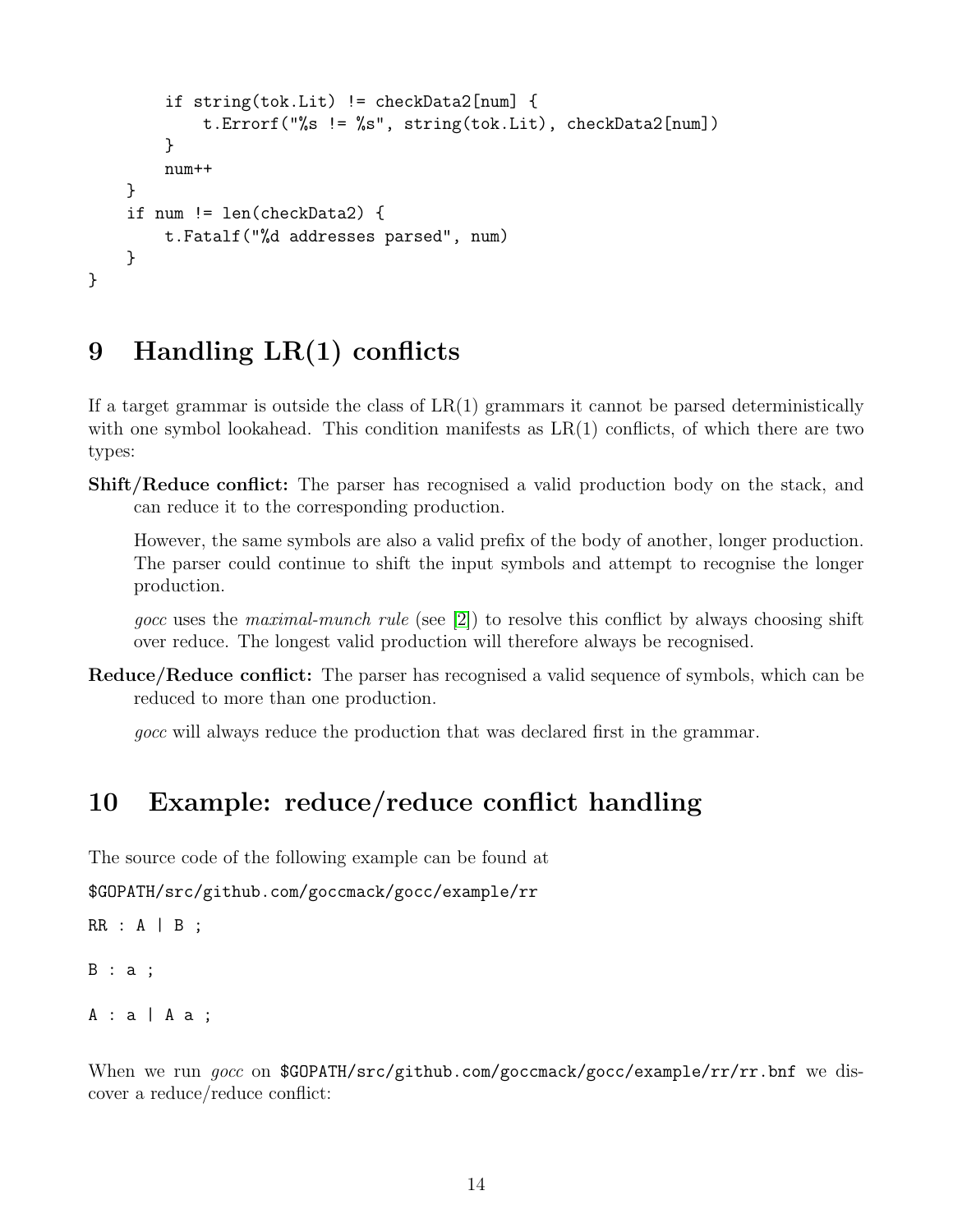```
        if string(tok.Lit) != checkData2[num] {
            t.Errorf("%s != %s", string(tok.Lit), checkData2[num])
        }
        num++
    }
    if num != len(checkData2) {
        t.Fatalf("%d addresses parsed", num)
    }
}
```

## 9 Handling LR(1) conflicts

If a target grammar is outside the class of LR(1) grammars it cannot be parsed deterministically with one symbol lookahead. This condition manifests as LR(1) conflicts, of which there are two types:

**Shift/Reduce conflict:** The parser has recognised a valid production body on the stack, and can reduce it to the corresponding production.

However, the same symbols are also a valid prefix of the body of another, longer production. The parser could continue to shift the input symbols and attempt to recognise the longer production.

*gocc* uses the *maximal-munch rule* (see [2]) to resolve this conflict by always choosing shift over reduce. The longest valid production will therefore always be recognised.

**Reduce/Reduce conflict:** The parser has recognised a valid sequence of symbols, which can be reduced to more than one production.

*gocc* will always reduce the production that was declared first in the grammar.

## 10 Example: reduce/reduce conflict handling

The source code of the following example can be found at

`$GOPATH/src/github.com/goccmack/gocc/example/rr`

```
RR : A | B ;

B : a ;

A : a | A a ;
```

When we run *gocc* on `$GOPATH/src/github.com/goccmack/gocc/example/rr/rr.bnf` we discover a reduce/reduce conflict: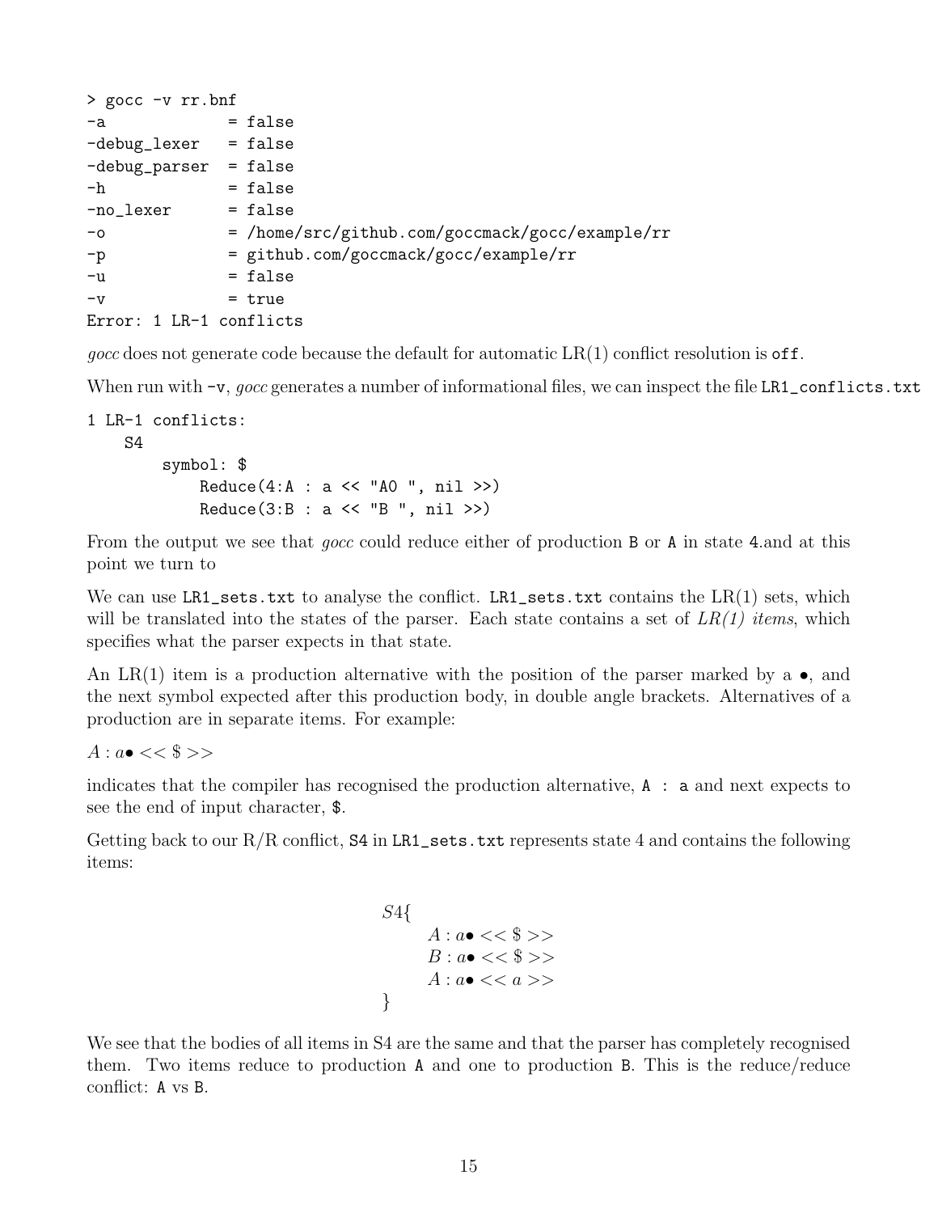```
> gocc -v rr.bnf
-a             = false
-debug_lexer   = false
-debug_parser  = false
-h             = false
-no_lexer      = false
-o             = /home/src/github.com/goccmack/gocc/example/rr
-p             = github.com/goccmack/gocc/example/rr
-u             = false
-v             = true
Error: 1 LR-1 conflicts
```

*gocc* does not generate code because the default for automatic LR(1) conflict resolution is `off`.

When run with `-v`, *gocc* generates a number of informational files, we can inspect the file `LR1_conflicts.txt`

```
1 LR-1 conflicts:
    S4
        symbol: $
            Reduce(4:A : a << "A0 ", nil >>)
            Reduce(3:B : a << "B ", nil >>)
```

From the output we see that *gocc* could reduce either of production `B` or `A` in state 4.and at this point we turn to

We can use `LR1_sets.txt` to analyse the conflict. `LR1_sets.txt` contains the LR(1) sets, which will be translated into the states of the parser. Each state contains a set of *LR(1) items*, which specifies what the parser expects in that state.

An LR(1) item is a production alternative with the position of the parser marked by a •, and the next symbol expected after this production body, in double angle brackets. Alternatives of a production are in separate items. For example:

$A : a\bullet << \$ >>$

indicates that the compiler has recognised the production alternative, `A : a` and next expects to see the end of input character, `$`.

Getting back to our R/R conflict, `S4` in `LR1_sets.txt` represents state 4 and contains the following items:

$$
\begin{aligned}
&S4\{ \\
&\quad A : a\bullet << \$ >> \\
&\quad B : a\bullet << \$ >> \\
&\quad A : a\bullet << a >> \\
&\}
\end{aligned}
$$

We see that the bodies of all items in S4 are the same and that the parser has completely recognised them. Two items reduce to production `A` and one to production `B`. This is the reduce/reduce conflict: `A` vs `B`.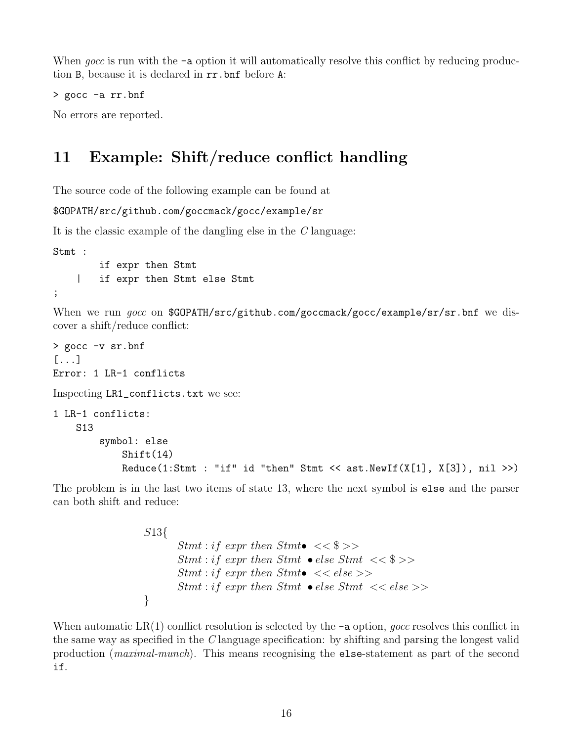When *gocc* is run with the `-a` option it will automatically resolve this conflict by reducing production `B`, because it is declared in `rr.bnf` before `A`:

```
> gocc -a rr.bnf
```

No errors are reported.

# 11 Example: Shift/reduce conflict handling

The source code of the following example can be found at

`$GOPATH/src/github.com/goccmack/gocc/example/sr`

It is the classic example of the dangling else in the *C* language:

```
Stmt :
        if expr then Stmt
    |   if expr then Stmt else Stmt
;
```

When we run *gocc* on `$GOPATH/src/github.com/goccmack/gocc/example/sr/sr.bnf` we discover a shift/reduce conflict:

```
> gocc -v sr.bnf
[...]
Error: 1 LR-1 conflicts
```

Inspecting `LR1_conflicts.txt` we see:

```
1 LR-1 conflicts:
    S13
        symbol: else
            Shift(14)
            Reduce(1:Stmt : "if" id "then" Stmt << ast.NewIf(X[1], X[3]), nil >>)
```

The problem is in the last two items of state 13, where the next symbol is `else` and the parser can both shift and reduce:

$$
\begin{array}{l}
S13\{ \\
\quad Stmt : if\ expr\ then\ Stmt\bullet\ << \$ >> \\
\quad Stmt : if\ expr\ then\ Stmt\ \bullet else\ Stmt\ << \$ >> \\
\quad Stmt : if\ expr\ then\ Stmt\bullet\ << else >> \\
\quad Stmt : if\ expr\ then\ Stmt\ \bullet else\ Stmt\ << else >> \\
\}
\end{array}
$$

When automatic LR(1) conflict resolution is selected by the `-a` option, *gocc* resolves this conflict in the same way as specified in the *C* language specification: by shifting and parsing the longest valid production (*maximal-munch*). This means recognising the `else`-statement as part of the second `if`.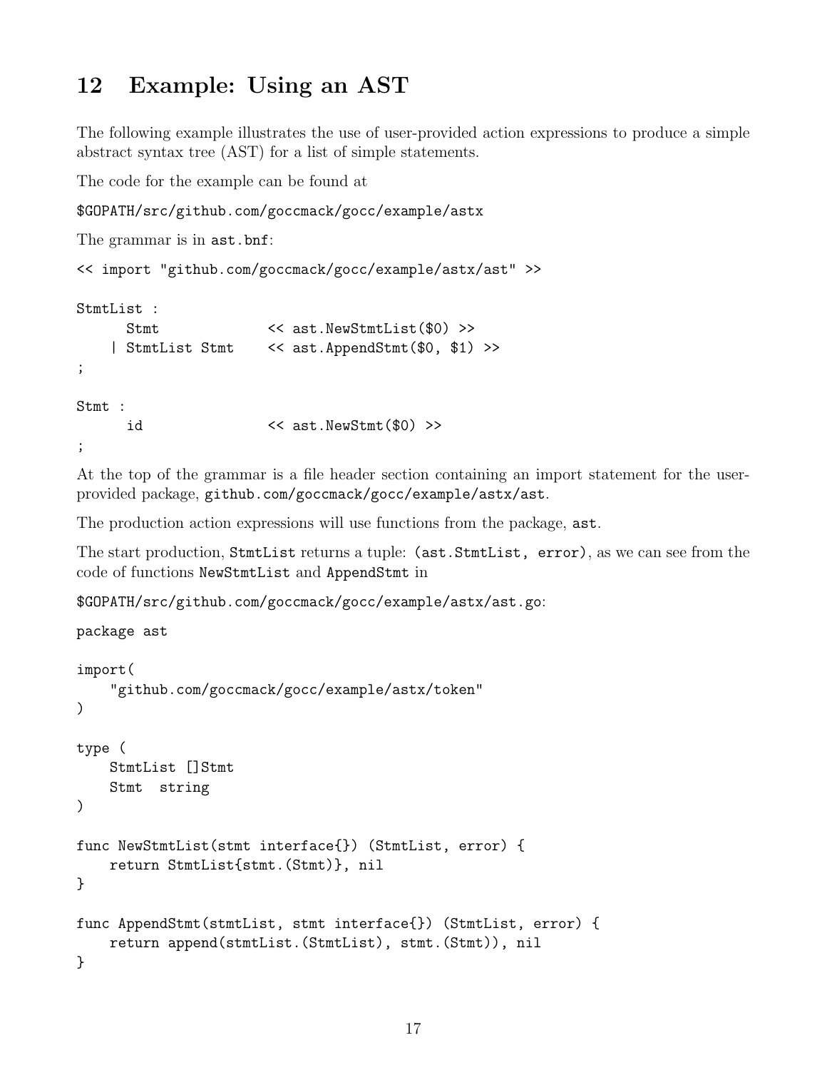## 12 Example: Using an AST

The following example illustrates the use of user-provided action expressions to produce a simple abstract syntax tree (AST) for a list of simple statements.

The code for the example can be found at

`$GOPATH/src/github.com/goccmack/gocc/example/astx`

The grammar is in `ast.bnf`:

```
<< import "github.com/goccmack/gocc/example/astx/ast" >>

StmtList :
      Stmt            << ast.NewStmtList($0) >>
    | StmtList Stmt   << ast.AppendStmt($0, $1) >>
;

Stmt :
      id              << ast.NewStmt($0) >>
;
```

At the top of the grammar is a file header section containing an import statement for the user-provided package, `github.com/goccmack/gocc/example/astx/ast`.

The production action expressions will use functions from the package, `ast`.

The start production, `StmtList` returns a tuple: `(ast.StmtList, error)`, as we can see from the code of functions `NewStmtList` and `AppendStmt` in

`$GOPATH/src/github.com/goccmack/gocc/example/astx/ast.go`:

```
package ast

import(
    "github.com/goccmack/gocc/example/astx/token"
)

type (
    StmtList []Stmt
    Stmt  string
)

func NewStmtList(stmt interface{}) (StmtList, error) {
    return StmtList{stmt.(Stmt)}, nil
}

func AppendStmt(stmtList, stmt interface{}) (StmtList, error) {
    return append(stmtList.(StmtList), stmt.(Stmt)), nil
}
```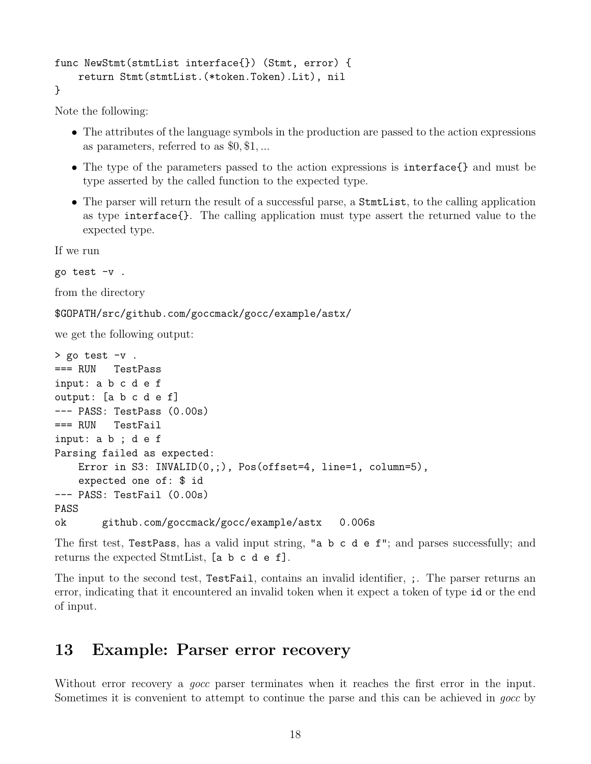```
func NewStmt(stmtList interface{}) (Stmt, error) {
    return Stmt(stmtList.(*token.Token).Lit), nil
}
```

Note the following:

- The attributes of the language symbols in the production are passed to the action expressions as parameters, referred to as $0, $1, ...
- The type of the parameters passed to the action expressions is `interface{}` and must be type asserted by the called function to the expected type.
- The parser will return the result of a successful parse, a `StmtList`, to the calling application as type `interface{}`. The calling application must type assert the returned value to the expected type.

If we run

```
go test -v .
```

from the directory

```
$GOPATH/src/github.com/goccmack/gocc/example/astx/
```

we get the following output:

```
> go test -v .
=== RUN   TestPass
input: a b c d e f
output: [a b c d e f]
--- PASS: TestPass (0.00s)
=== RUN   TestFail
input: a b ; d e f
Parsing failed as expected:
    Error in S3: INVALID(0,;), Pos(offset=4, line=1, column=5),
    expected one of: $ id
--- PASS: TestFail (0.00s)
PASS
ok      github.com/goccmack/gocc/example/astx   0.006s
```

The first test, `TestPass`, has a valid input string, `"a b c d e f"`; and parses successfully; and returns the expected StmtList, `[a b c d e f]`.

The input to the second test, `TestFail`, contains an invalid identifier, `;`. The parser returns an error, indicating that it encountered an invalid token when it expect a token of type `id` or the end of input.

# 13 Example: Parser error recovery

Without error recovery a *gocc* parser terminates when it reaches the first error in the input. Sometimes it is convenient to attempt to continue the parse and this can be achieved in *gocc* by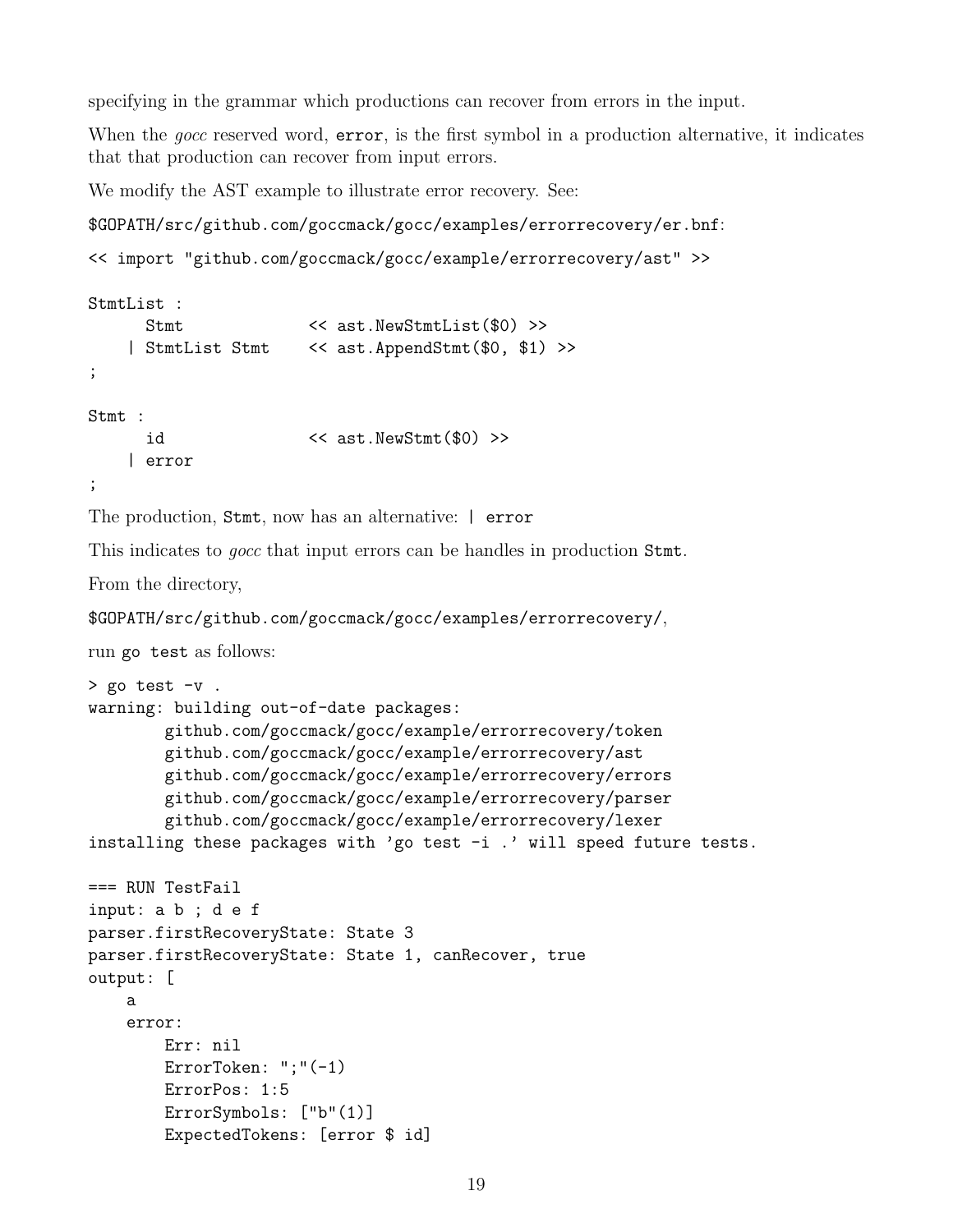specifying in the grammar which productions can recover from errors in the input.

When the *gocc* reserved word, `error`, is the first symbol in a production alternative, it indicates that that production can recover from input errors.

We modify the AST example to illustrate error recovery. See:

`$GOPATH/src/github.com/goccmack/gocc/examples/errorrecovery/er.bnf`:

```
<< import "github.com/goccmack/gocc/example/errorrecovery/ast" >>

StmtList :
      Stmt              << ast.NewStmtList($0) >>
    | StmtList Stmt     << ast.AppendStmt($0, $1) >>
;

Stmt :
      id                << ast.NewStmt($0) >>
    | error
;
```

The production, `Stmt`, now has an alternative: `| error`

This indicates to *gocc* that input errors can be handles in production `Stmt`.

From the directory,

`$GOPATH/src/github.com/goccmack/gocc/examples/errorrecovery/`,

run `go test` as follows:

```
> go test -v .
warning: building out-of-date packages:
        github.com/goccmack/gocc/example/errorrecovery/token
        github.com/goccmack/gocc/example/errorrecovery/ast
        github.com/goccmack/gocc/example/errorrecovery/errors
        github.com/goccmack/gocc/example/errorrecovery/parser
        github.com/goccmack/gocc/example/errorrecovery/lexer
installing these packages with 'go test -i .' will speed future tests.

=== RUN TestFail
input: a b ; d e f
parser.firstRecoveryState: State 3
parser.firstRecoveryState: State 1, canRecover, true
output: [
    a
    error:
        Err: nil
        ErrorToken: ";"(-1)
        ErrorPos: 1:5
        ErrorSymbols: ["b"(1)]
        ExpectedTokens: [error $ id]
```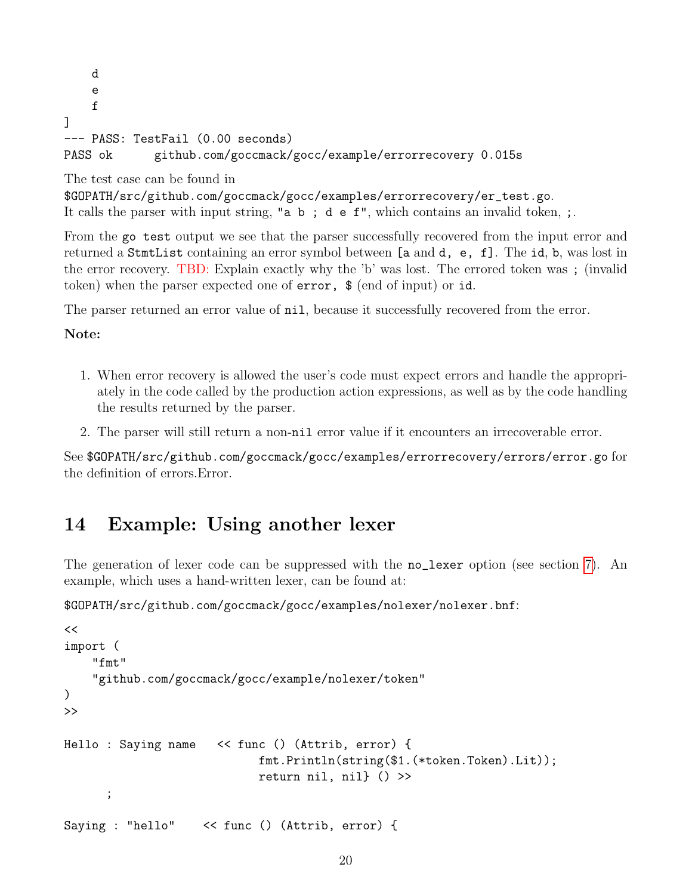```
    d
    e
    f
]
--- PASS: TestFail (0.00 seconds)
PASS ok      github.com/goccmack/gocc/example/errorrecovery 0.015s
```

The test case can be found in
`$GOPATH/src/github.com/goccmack/gocc/examples/errorrecovery/er_test.go`.
It calls the parser with input string, `"a b ; d e f"`, which contains an invalid token, `;`.

From the `go test` output we see that the parser successfully recovered from the input error and returned a `StmtList` containing an error symbol between `[a` and `d, e, f]`. The `id`, `b`, was lost in the error recovery. TBD: Explain exactly why the 'b' was lost. The errored token was `;` (invalid token) when the parser expected one of `error, $` (end of input) or `id`.

The parser returned an error value of `nil`, because it successfully recovered from the error.

**Note:**

1. When error recovery is allowed the user's code must expect errors and handle the appropriately in the code called by the production action expressions, as well as by the code handling the results returned by the parser.
2. The parser will still return a non-`nil` error value if it encounters an irrecoverable error.

See `$GOPATH/src/github.com/goccmack/gocc/examples/errorrecovery/errors/error.go` for the definition of errors.Error.

# 14 Example: Using another lexer

The generation of lexer code can be suppressed with the `no_lexer` option (see section 7). An example, which uses a hand-written lexer, can be found at:

`$GOPATH/src/github.com/goccmack/gocc/examples/nolexer/nolexer.bnf`:

```
<<
import (
    "fmt"
    "github.com/goccmack/gocc/example/nolexer/token"
)
>>

Hello : Saying name   << func () (Attrib, error) {
                            fmt.Println(string($1.(*token.Token).Lit));
                            return nil, nil} () >>
      ;

Saying : "hello"    << func () (Attrib, error) {
```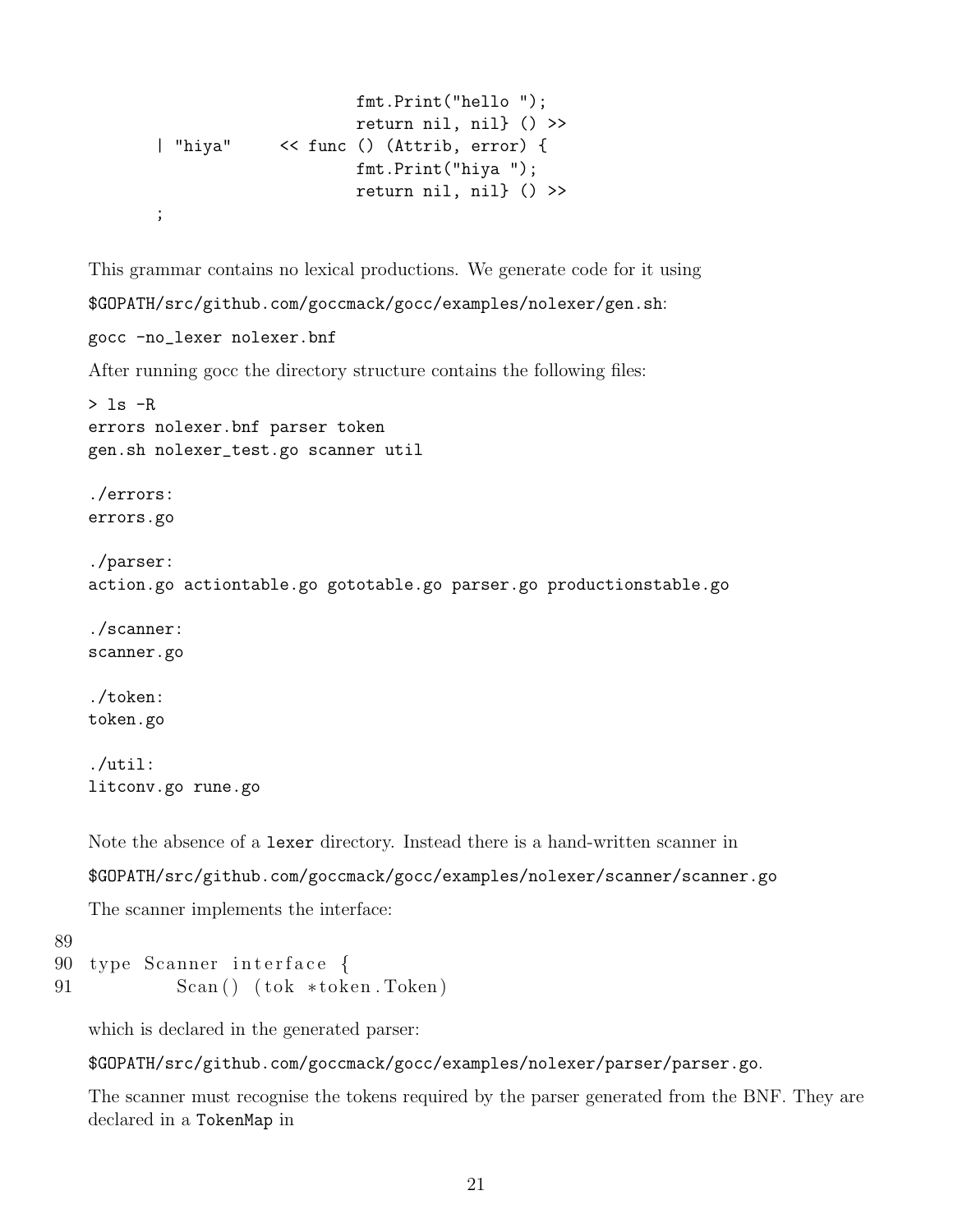```
                        fmt.Print("hello ");
                        return nil, nil} () >>
    | "hiya"     << func () (Attrib, error) {
                        fmt.Print("hiya ");
                        return nil, nil} () >>
    ;
```

This grammar contains no lexical productions. We generate code for it using

`$GOPATH/src/github.com/goccmack/gocc/examples/nolexer/gen.sh`:

```
gocc -no_lexer nolexer.bnf
```

After running gocc the directory structure contains the following files:

```
> ls -R
errors nolexer.bnf parser token
gen.sh nolexer_test.go scanner util

./errors:
errors.go

./parser:
action.go actiontable.go gototable.go parser.go productionstable.go

./scanner:
scanner.go

./token:
token.go

./util:
litconv.go rune.go
```

Note the absence of a `lexer` directory. Instead there is a hand-written scanner in

`$GOPATH/src/github.com/goccmack/gocc/examples/nolexer/scanner/scanner.go`

The scanner implements the interface:

```
89
90 type Scanner interface {
91         Scan() (tok *token.Token)
```

which is declared in the generated parser:

`$GOPATH/src/github.com/goccmack/gocc/examples/nolexer/parser/parser.go`.

The scanner must recognise the tokens required by the parser generated from the BNF. They are declared in a `TokenMap` in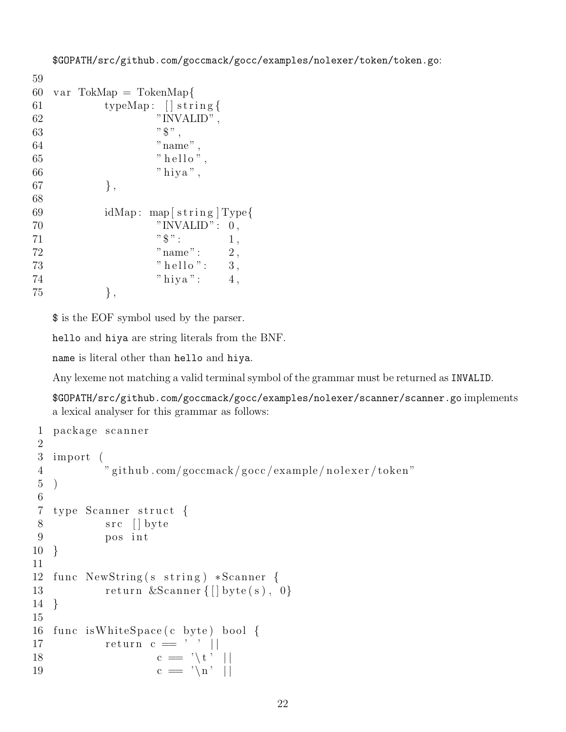$GOPATH/src/github.com/goccmack/gocc/examples/nolexer/token/token.go:

```
59
60  var TokMap = TokenMap{
61          typeMap: []string{
62                  "INVALID",
63                  "$",
64                  "name",
65                  "hello",
66                  "hiya",
67          },
68
69          idMap: map[string]Type{
70                  "INVALID": 0,
71                  "$":       1,
72                  "name":    2,
73                  "hello":   3,
74                  "hiya":    4,
75          },
```

$ is the EOF symbol used by the parser.

hello and hiya are string literals from the BNF.

name is literal other than hello and hiya.

Any lexeme not matching a valid terminal symbol of the grammar must be returned as INVALID.

$GOPATH/src/github.com/goccmack/gocc/examples/nolexer/scanner/scanner.go implements a lexical analyser for this grammar as follows:

```
1   package scanner
2
3   import (
4           "github.com/goccmack/gocc/example/nolexer/token"
5   )
6
7   type Scanner struct {
8           src []byte
9           pos int
10  }
11
12  func NewString(s string) *Scanner {
13          return &Scanner{[]byte(s), 0}
14  }
15
16  func isWhiteSpace(c byte) bool {
17          return c == ' ' ||
18                  c == '\t' ||
19                  c == '\n' ||
```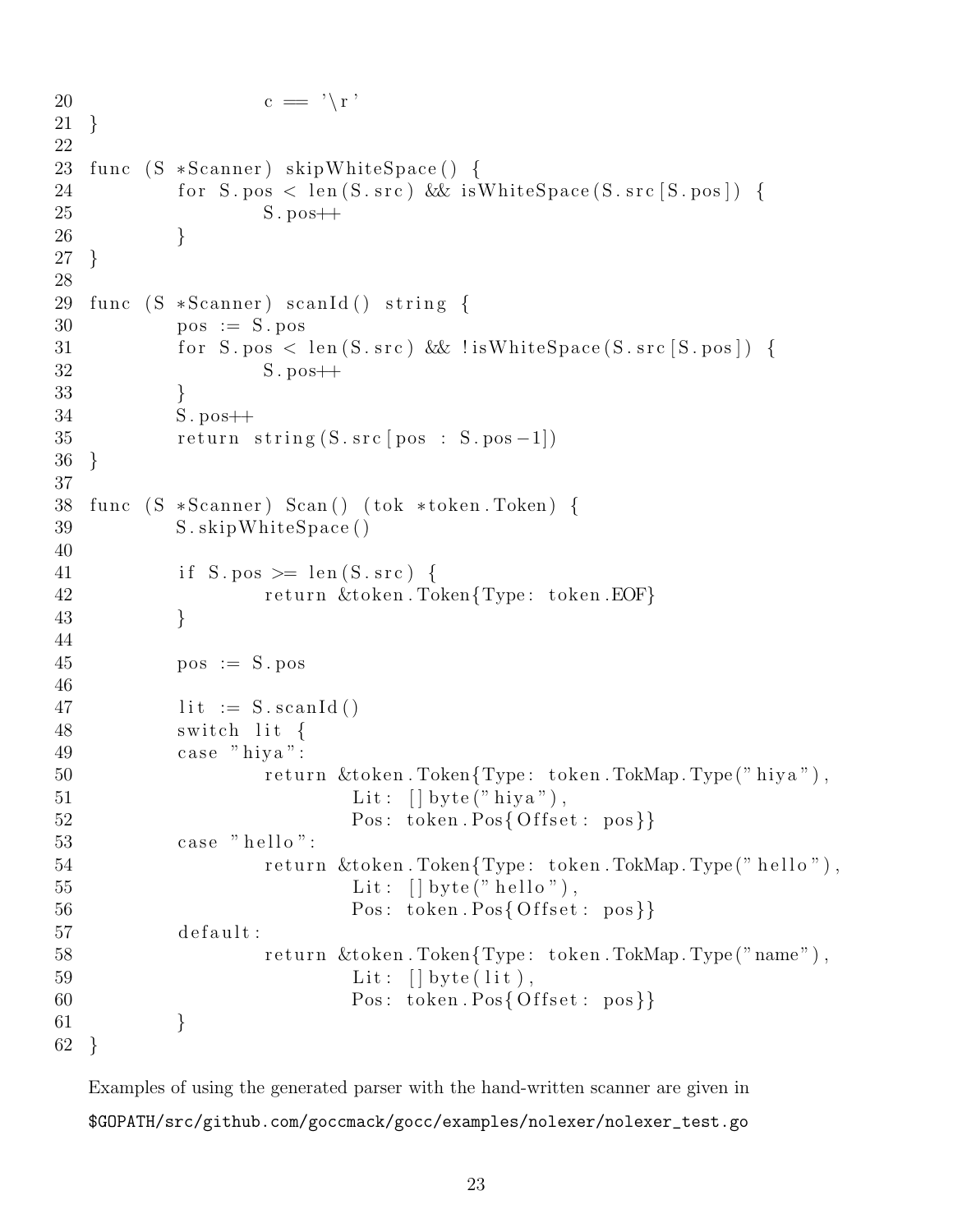```
20                  c == '\r'
21  }
22
23  func (S *Scanner) skipWhiteSpace() {
24          for S.pos < len(S.src) && isWhiteSpace(S.src[S.pos]) {
25                  S.pos++
26          }
27  }
28
29  func (S *Scanner) scanId() string {
30          pos := S.pos
31          for S.pos < len(S.src) && !isWhiteSpace(S.src[S.pos]) {
32                  S.pos++
33          }
34          S.pos++
35          return string(S.src[pos : S.pos-1])
36  }
37
38  func (S *Scanner) Scan() (tok *token.Token) {
39          S.skipWhiteSpace()
40
41          if S.pos >= len(S.src) {
42                  return &token.Token{Type: token.EOF}
43          }
44
45          pos := S.pos
46
47          lit := S.scanId()
48          switch lit {
49          case "hiya":
50                  return &token.Token{Type: token.TokMap.Type("hiya"),
51                          Lit: []byte("hiya"),
52                          Pos: token.Pos{Offset: pos}}
53          case "hello":
54                  return &token.Token{Type: token.TokMap.Type("hello"),
55                          Lit: []byte("hello"),
56                          Pos: token.Pos{Offset: pos}}
57          default:
58                  return &token.Token{Type: token.TokMap.Type("name"),
59                          Lit: []byte(lit),
60                          Pos: token.Pos{Offset: pos}}
61          }
62  }
```

Examples of using the generated parser with the hand-written scanner are given in

`$GOPATH/src/github.com/goccmack/gocc/examples/nolexer/nolexer_test.go`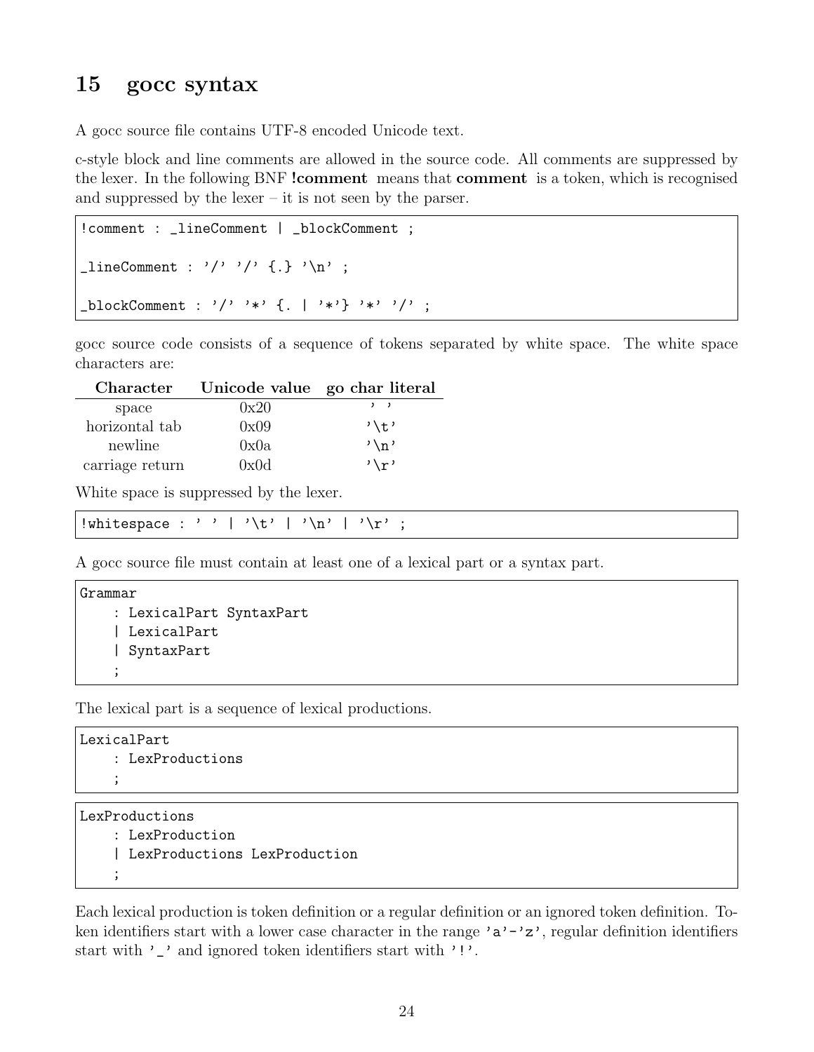# 15 gocc syntax

A gocc source file contains UTF-8 encoded Unicode text.

c-style block and line comments are allowed in the source code. All comments are suppressed by the lexer. In the following BNF **!comment** means that **comment** is a token, which is recognised and suppressed by the lexer – it is not seen by the parser.

```
!comment : _lineComment | _blockComment ;

_lineComment : '/' '/' {.} '\n' ;

_blockComment : '/' '*' {. | '*'} '*' '/' ;
```

gocc source code consists of a sequence of tokens separated by white space. The white space characters are:

| Character | Unicode value | go char literal |
|---|---|---|
| space | 0x20 | `' '` |
| horizontal tab | 0x09 | `'\t'` |
| newline | 0x0a | `'\n'` |
| carriage return | 0x0d | `'\r'` |

White space is suppressed by the lexer.

```
!whitespace : ' ' | '\t' | '\n' | '\r' ;
```

A gocc source file must contain at least one of a lexical part or a syntax part.

```
Grammar
    : LexicalPart SyntaxPart
    | LexicalPart
    | SyntaxPart
    ;
```

The lexical part is a sequence of lexical productions.

```
LexicalPart
    : LexProductions
    ;
```

```
LexProductions
    : LexProduction
    | LexProductions LexProduction
    ;
```

Each lexical production is token definition or a regular definition or an ignored token definition. Token identifiers start with a lower case character in the range `'a'-'z'`, regular definition identifiers start with `'_'` and ignored token identifiers start with `'!'`.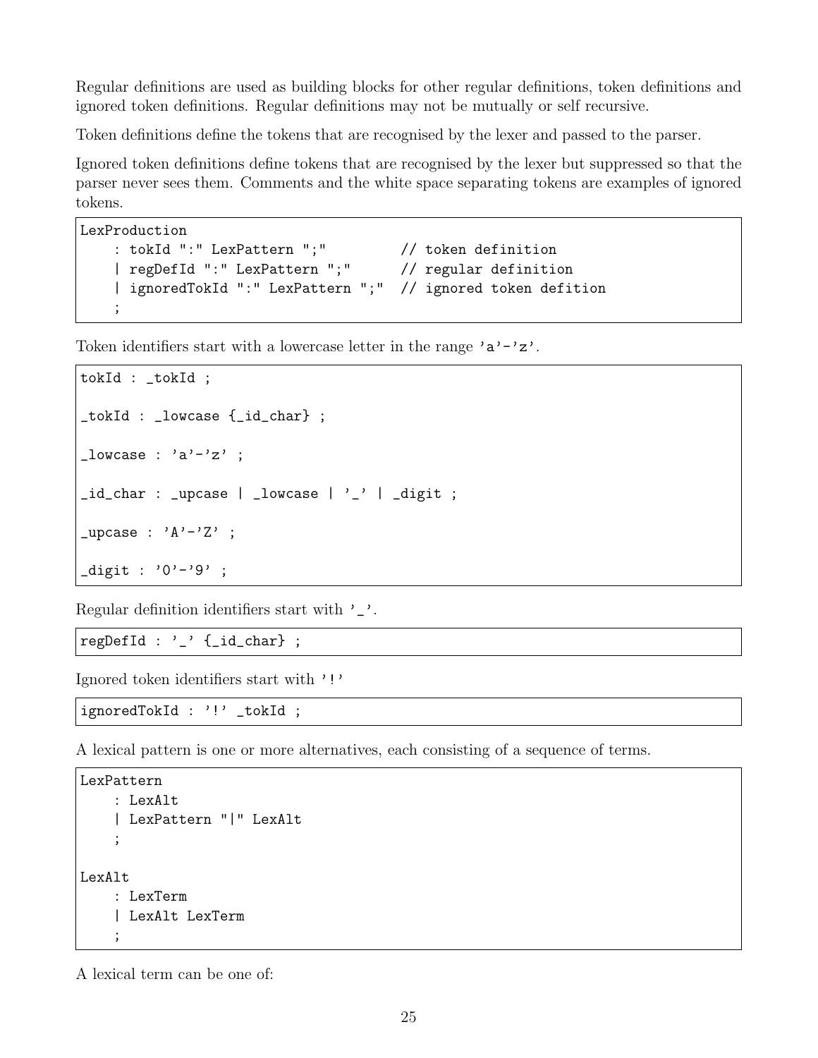Regular definitions are used as building blocks for other regular definitions, token definitions and ignored token definitions. Regular definitions may not be mutually or self recursive.

Token definitions define the tokens that are recognised by the lexer and passed to the parser.

Ignored token definitions define tokens that are recognised by the lexer but suppressed so that the parser never sees them. Comments and the white space separating tokens are examples of ignored tokens.

```
LexProduction
    : tokId ":" LexPattern ";"         // token definition
    | regDefId ":" LexPattern ";"      // regular definition
    | ignoredTokId ":" LexPattern ";"  // ignored token defition
    ;
```

Token identifiers start with a lowercase letter in the range 'a'-'z'.

```
tokId : _tokId ;

_tokId : _lowcase {_id_char} ;

_lowcase : 'a'-'z' ;

_id_char : _upcase | _lowcase | '_' | _digit ;

_upcase : 'A'-'Z' ;

_digit : '0'-'9' ;
```

Regular definition identifiers start with '_'.

```
regDefId : '_' {_id_char} ;
```

Ignored token identifiers start with '!'

```
ignoredTokId : '!' _tokId ;
```

A lexical pattern is one or more alternatives, each consisting of a sequence of terms.

```
LexPattern
    : LexAlt
    | LexPattern "|" LexAlt
    ;

LexAlt
    : LexTerm
    | LexAlt LexTerm
    ;
```

A lexical term can be one of: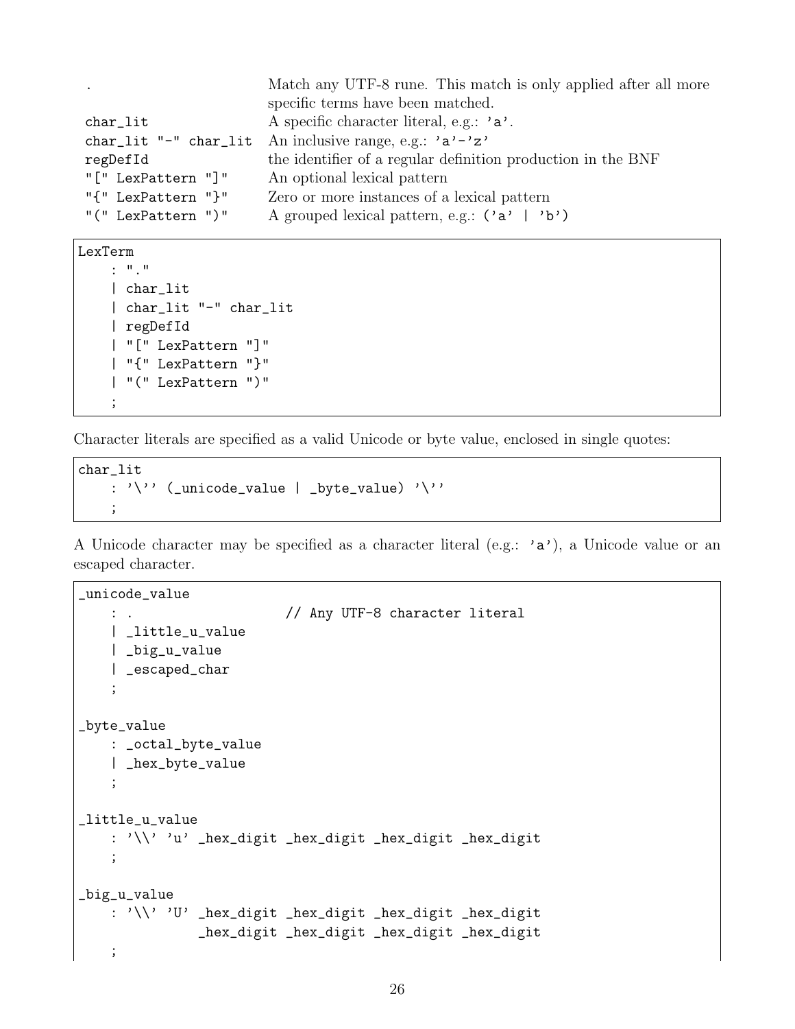| | |
|---|---|
| . | Match any UTF-8 rune. This match is only applied after all more specific terms have been matched. |
| `char_lit` | A specific character literal, e.g.: `'a'`. |
| `char_lit "-" char_lit` | An inclusive range, e.g.: `'a'-'z'` |
| `regDefId` | the identifier of a regular definition production in the BNF |
| `"[" LexPattern "]"` | An optional lexical pattern |
| `"{" LexPattern "}"` | Zero or more instances of a lexical pattern |
| `"(" LexPattern ")"` | A grouped lexical pattern, e.g.: `('a' \| 'b')` |

```
LexTerm
    : "."
    | char_lit
    | char_lit "-" char_lit
    | regDefId
    | "[" LexPattern "]"
    | "{" LexPattern "}"
    | "(" LexPattern ")"
    ;
```

Character literals are specified as a valid Unicode or byte value, enclosed in single quotes:

```
char_lit
    : '\'' (_unicode_value | _byte_value) '\''
    ;
```

A Unicode character may be specified as a character literal (e.g.: `'a'`), a Unicode value or an escaped character.

```
_unicode_value
    : .                 // Any UTF-8 character literal
    | _little_u_value
    | _big_u_value
    | _escaped_char
    ;

_byte_value
    : _octal_byte_value
    | _hex_byte_value
    ;

_little_u_value
    : '\\' 'u' _hex_digit _hex_digit _hex_digit _hex_digit
    ;

_big_u_value
    : '\\' 'U' _hex_digit _hex_digit _hex_digit _hex_digit
               _hex_digit _hex_digit _hex_digit _hex_digit
    ;
```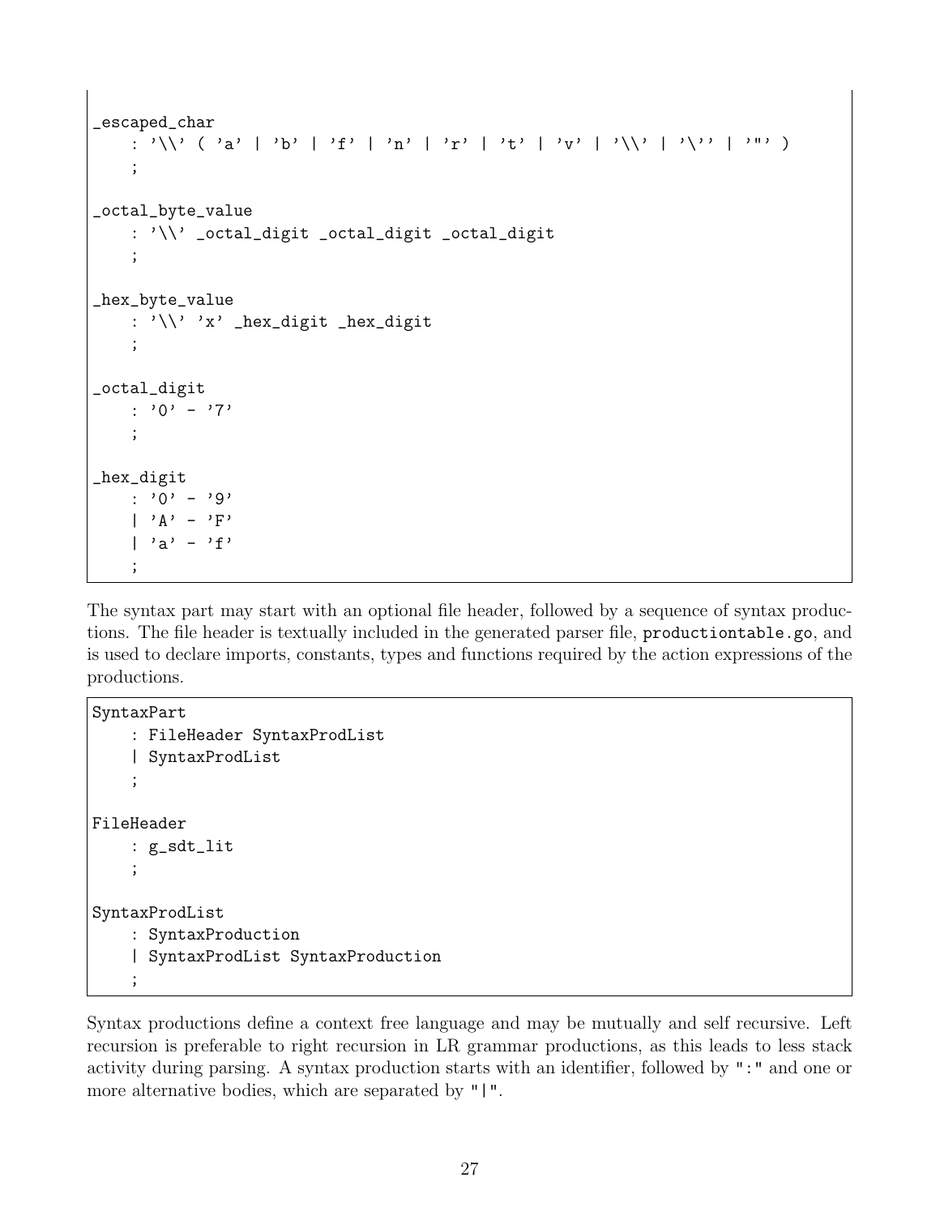```
_escaped_char
    : '\\' ( 'a' | 'b' | 'f' | 'n' | 'r' | 't' | 'v' | '\\' | '\'' | '"' )
    ;

_octal_byte_value
    : '\\' _octal_digit _octal_digit _octal_digit
    ;

_hex_byte_value
    : '\\' 'x' _hex_digit _hex_digit
    ;

_octal_digit
    : '0' - '7'
    ;

_hex_digit
    : '0' - '9'
    | 'A' - 'F'
    | 'a' - 'f'
    ;
```

The syntax part may start with an optional file header, followed by a sequence of syntax productions. The file header is textually included in the generated parser file, `productiontable.go`, and is used to declare imports, constants, types and functions required by the action expressions of the productions.

```
SyntaxPart
    : FileHeader SyntaxProdList
    | SyntaxProdList
    ;

FileHeader
    : g_sdt_lit
    ;

SyntaxProdList
    : SyntaxProduction
    | SyntaxProdList SyntaxProduction
    ;
```

Syntax productions define a context free language and may be mutually and self recursive. Left recursion is preferable to right recursion in LR grammar productions, as this leads to less stack activity during parsing. A syntax production starts with an identifier, followed by ":" and one or more alternative bodies, which are separated by "|".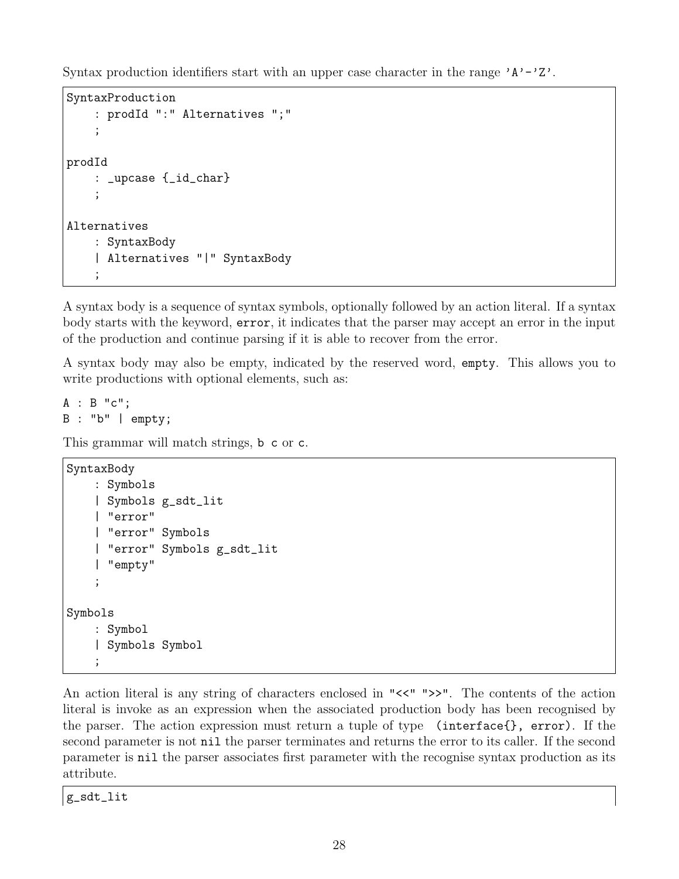Syntax production identifiers start with an upper case character in the range 'A'-'Z'.

```
SyntaxProduction
    : prodId ":" Alternatives ";"
    ;

prodId
    : _upcase {_id_char}
    ;

Alternatives
    : SyntaxBody
    | Alternatives "|" SyntaxBody
    ;
```

A syntax body is a sequence of syntax symbols, optionally followed by an action literal. If a syntax body starts with the keyword, `error`, it indicates that the parser may accept an error in the input of the production and continue parsing if it is able to recover from the error.

A syntax body may also be empty, indicated by the reserved word, `empty`. This allows you to write productions with optional elements, such as:

```
A : B "c";
B : "b" | empty;
```

This grammar will match strings, `b c` or `c`.

```
SyntaxBody
    : Symbols
    | Symbols g_sdt_lit
    | "error"
    | "error" Symbols
    | "error" Symbols g_sdt_lit
    | "empty"
    ;

Symbols
    : Symbol
    | Symbols Symbol
    ;
```

An action literal is any string of characters enclosed in `"<<"` `">>"`. The contents of the action literal is invoke as an expression when the associated production body has been recognised by the parser. The action expression must return a tuple of type `(interface{}, error)`. If the second parameter is not `nil` the parser terminates and returns the error to its caller. If the second parameter is `nil` the parser associates first parameter with the recognise syntax production as its attribute.

```
g_sdt_lit
```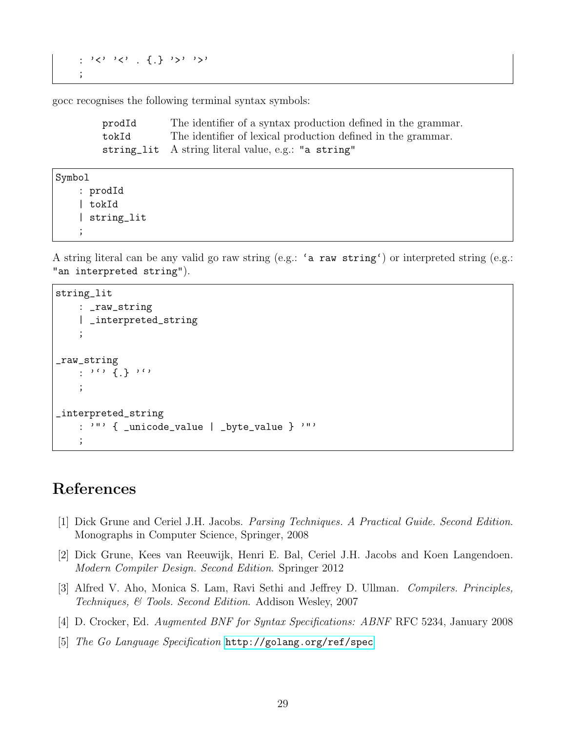```
    : '<' '<' . {.} '>' '>'
    ;
```

gocc recognises the following terminal syntax symbols:

| | |
|---|---|
| `prodId` | The identifier of a syntax production defined in the grammar. |
| `tokId` | The identifier of lexical production defined in the grammar. |
| `string_lit` | A string literal value, e.g.: `"a string"` |

```
Symbol
    : prodId
    | tokId
    | string_lit
    ;
```

A string literal can be any valid go raw string (e.g.: `` `a raw string` ``) or interpreted string (e.g.: `"an interpreted string"`).

```
string_lit
    : _raw_string
    | _interpreted_string
    ;

_raw_string
    : '`' {.} '`'
    ;

_interpreted_string
    : '"' { _unicode_value | _byte_value } '"'
    ;
```

# References

[1] Dick Grune and Ceriel J.H. Jacobs. *Parsing Techniques. A Practical Guide. Second Edition.* Monographs in Computer Science, Springer, 2008

[2] Dick Grune, Kees van Reeuwijk, Henri E. Bal, Ceriel J.H. Jacobs and Koen Langendoen. *Modern Compiler Design. Second Edition.* Springer 2012

[3] Alfred V. Aho, Monica S. Lam, Ravi Sethi and Jeffrey D. Ullman. *Compilers. Principles, Techniques, & Tools. Second Edition.* Addison Wesley, 2007

[4] D. Crocker, Ed. *Augmented BNF for Syntax Specifications: ABNF* RFC 5234, January 2008

[5] *The Go Language Specification* http://golang.org/ref/spec